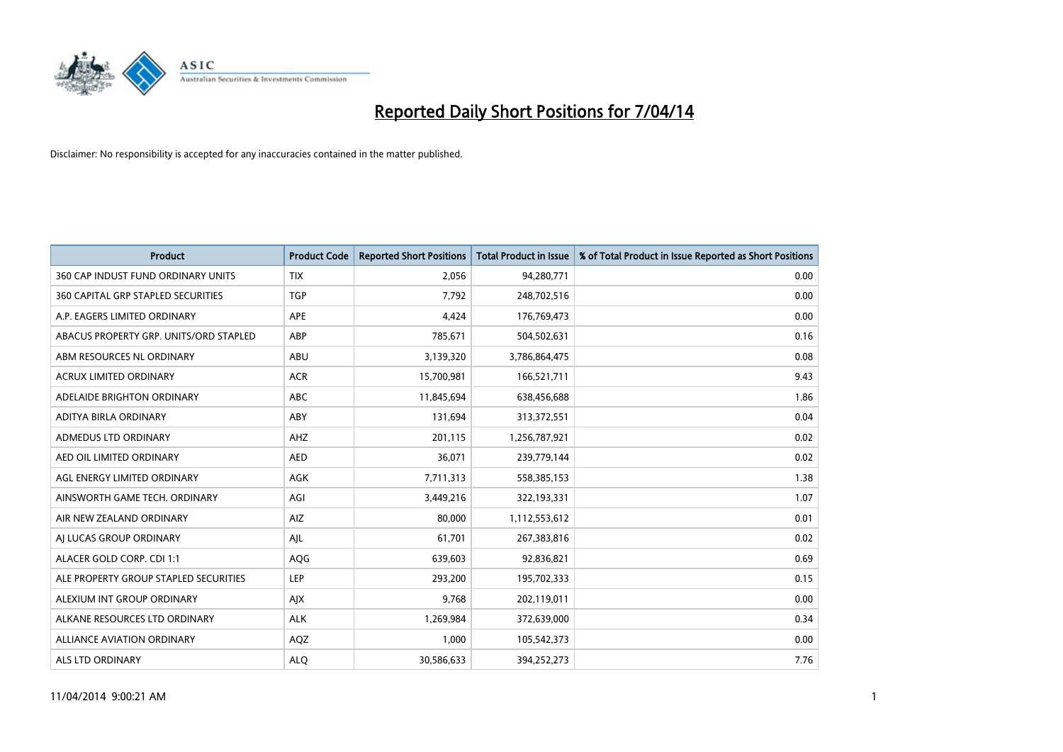# Reported Daily Short Positions for 7/04/14

Disclaimer: No responsibility is accepted for any inaccuracies contained in the matter published.

| Product | Product Code | Reported Short Positions | Total Product in Issue | % of Total Product in Issue Reported as Short Positions |
|---|---|---|---|---|
| 360 CAP INDUST FUND ORDINARY UNITS | TIX | 2,056 | 94,280,771 | 0.00 |
| 360 CAPITAL GRP STAPLED SECURITIES | TGP | 7,792 | 248,702,516 | 0.00 |
| A.P. EAGERS LIMITED ORDINARY | APE | 4,424 | 176,769,473 | 0.00 |
| ABACUS PROPERTY GRP. UNITS/ORD STAPLED | ABP | 785,671 | 504,502,631 | 0.16 |
| ABM RESOURCES NL ORDINARY | ABU | 3,139,320 | 3,786,864,475 | 0.08 |
| ACRUX LIMITED ORDINARY | ACR | 15,700,981 | 166,521,711 | 9.43 |
| ADELAIDE BRIGHTON ORDINARY | ABC | 11,845,694 | 638,456,688 | 1.86 |
| ADITYA BIRLA ORDINARY | ABY | 131,694 | 313,372,551 | 0.04 |
| ADMEDUS LTD ORDINARY | AHZ | 201,115 | 1,256,787,921 | 0.02 |
| AED OIL LIMITED ORDINARY | AED | 36,071 | 239,779,144 | 0.02 |
| AGL ENERGY LIMITED ORDINARY | AGK | 7,711,313 | 558,385,153 | 1.38 |
| AINSWORTH GAME TECH. ORDINARY | AGI | 3,449,216 | 322,193,331 | 1.07 |
| AIR NEW ZEALAND ORDINARY | AIZ | 80,000 | 1,112,553,612 | 0.01 |
| AJ LUCAS GROUP ORDINARY | AJL | 61,701 | 267,383,816 | 0.02 |
| ALACER GOLD CORP. CDI 1:1 | AQG | 639,603 | 92,836,821 | 0.69 |
| ALE PROPERTY GROUP STAPLED SECURITIES | LEP | 293,200 | 195,702,333 | 0.15 |
| ALEXIUM INT GROUP ORDINARY | AJX | 9,768 | 202,119,011 | 0.00 |
| ALKANE RESOURCES LTD ORDINARY | ALK | 1,269,984 | 372,639,000 | 0.34 |
| ALLIANCE AVIATION ORDINARY | AQZ | 1,000 | 105,542,373 | 0.00 |
| ALS LTD ORDINARY | ALQ | 30,586,633 | 394,252,273 | 7.76 |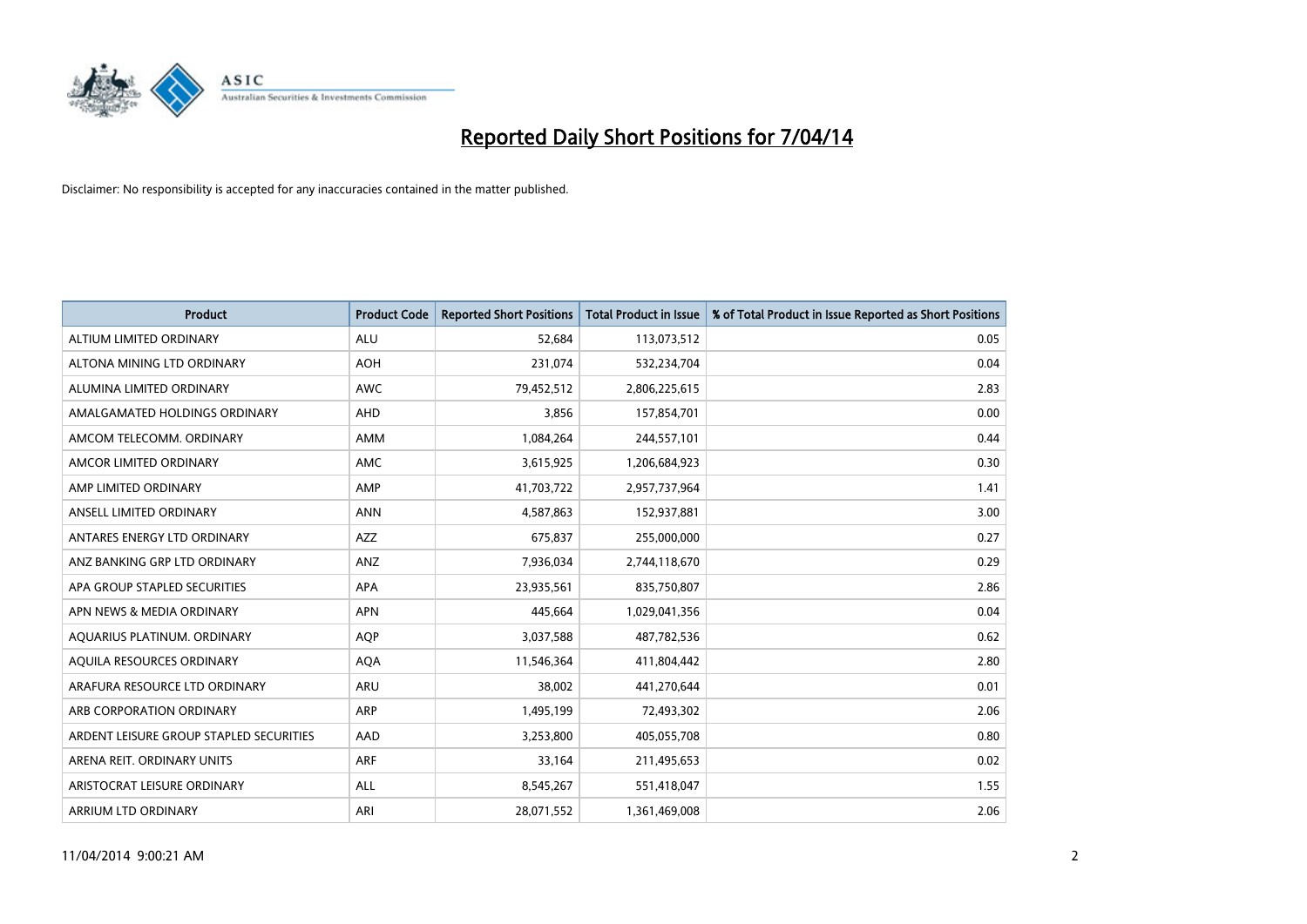# Reported Daily Short Positions for 7/04/14

Disclaimer: No responsibility is accepted for any inaccuracies contained in the matter published.

| Product | Product Code | Reported Short Positions | Total Product in Issue | % of Total Product in Issue Reported as Short Positions |
|---|---|---|---|---|
| ALTIUM LIMITED ORDINARY | ALU | 52,684 | 113,073,512 | 0.05 |
| ALTONA MINING LTD ORDINARY | AOH | 231,074 | 532,234,704 | 0.04 |
| ALUMINA LIMITED ORDINARY | AWC | 79,452,512 | 2,806,225,615 | 2.83 |
| AMALGAMATED HOLDINGS ORDINARY | AHD | 3,856 | 157,854,701 | 0.00 |
| AMCOM TELECOMM. ORDINARY | AMM | 1,084,264 | 244,557,101 | 0.44 |
| AMCOR LIMITED ORDINARY | AMC | 3,615,925 | 1,206,684,923 | 0.30 |
| AMP LIMITED ORDINARY | AMP | 41,703,722 | 2,957,737,964 | 1.41 |
| ANSELL LIMITED ORDINARY | ANN | 4,587,863 | 152,937,881 | 3.00 |
| ANTARES ENERGY LTD ORDINARY | AZZ | 675,837 | 255,000,000 | 0.27 |
| ANZ BANKING GRP LTD ORDINARY | ANZ | 7,936,034 | 2,744,118,670 | 0.29 |
| APA GROUP STAPLED SECURITIES | APA | 23,935,561 | 835,750,807 | 2.86 |
| APN NEWS & MEDIA ORDINARY | APN | 445,664 | 1,029,041,356 | 0.04 |
| AQUARIUS PLATINUM. ORDINARY | AQP | 3,037,588 | 487,782,536 | 0.62 |
| AQUILA RESOURCES ORDINARY | AQA | 11,546,364 | 411,804,442 | 2.80 |
| ARAFURA RESOURCE LTD ORDINARY | ARU | 38,002 | 441,270,644 | 0.01 |
| ARB CORPORATION ORDINARY | ARP | 1,495,199 | 72,493,302 | 2.06 |
| ARDENT LEISURE GROUP STAPLED SECURITIES | AAD | 3,253,800 | 405,055,708 | 0.80 |
| ARENA REIT. ORDINARY UNITS | ARF | 33,164 | 211,495,653 | 0.02 |
| ARISTOCRAT LEISURE ORDINARY | ALL | 8,545,267 | 551,418,047 | 1.55 |
| ARRIUM LTD ORDINARY | ARI | 28,071,552 | 1,361,469,008 | 2.06 |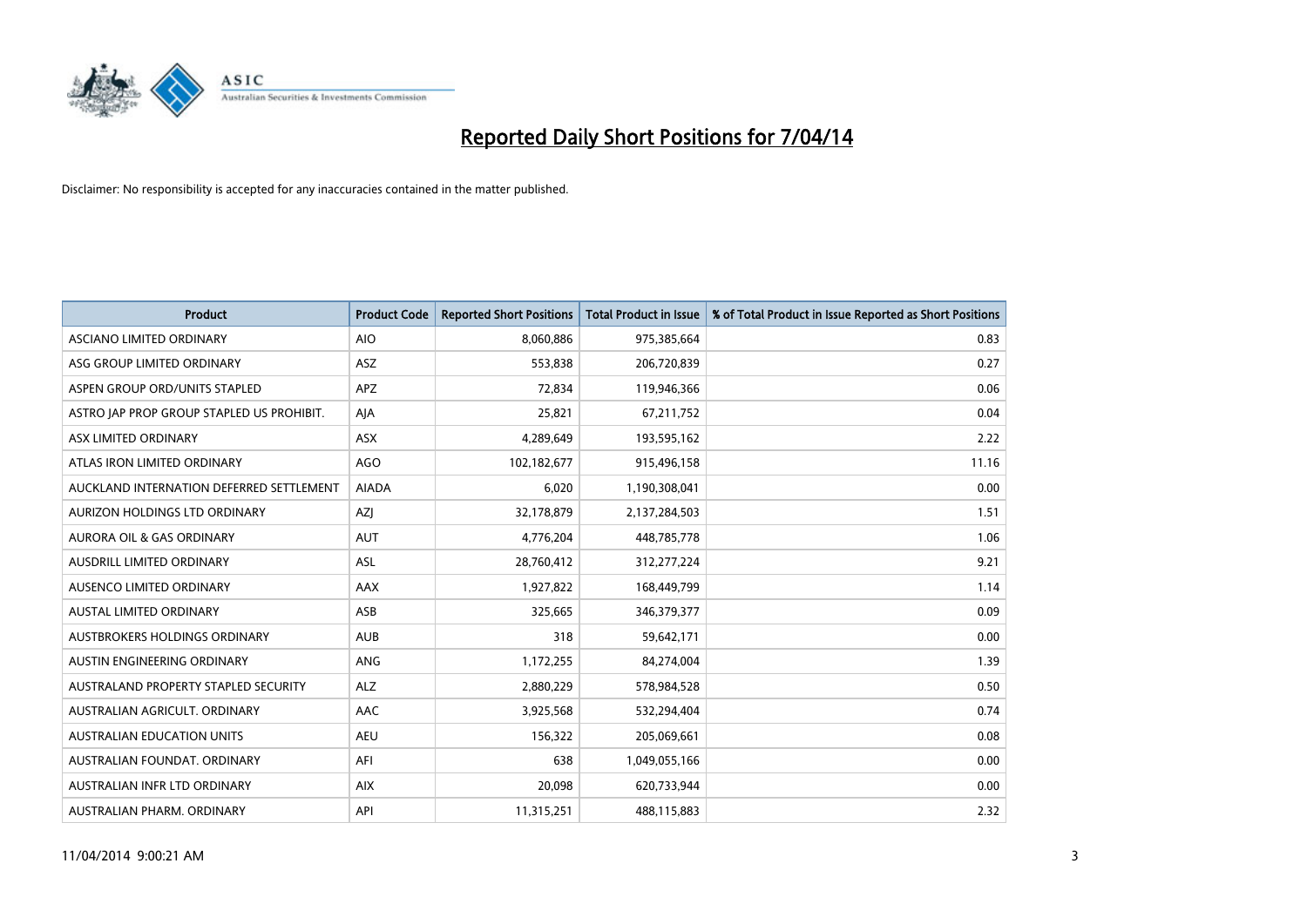# Reported Daily Short Positions for 7/04/14

Disclaimer: No responsibility is accepted for any inaccuracies contained in the matter published.

| Product | Product Code | Reported Short Positions | Total Product in Issue | % of Total Product in Issue Reported as Short Positions |
|---|---|---|---|---|
| ASCIANO LIMITED ORDINARY | AIO | 8,060,886 | 975,385,664 | 0.83 |
| ASG GROUP LIMITED ORDINARY | ASZ | 553,838 | 206,720,839 | 0.27 |
| ASPEN GROUP ORD/UNITS STAPLED | APZ | 72,834 | 119,946,366 | 0.06 |
| ASTRO JAP PROP GROUP STAPLED US PROHIBIT. | AJA | 25,821 | 67,211,752 | 0.04 |
| ASX LIMITED ORDINARY | ASX | 4,289,649 | 193,595,162 | 2.22 |
| ATLAS IRON LIMITED ORDINARY | AGO | 102,182,677 | 915,496,158 | 11.16 |
| AUCKLAND INTERNATION DEFERRED SETTLEMENT | AIADA | 6,020 | 1,190,308,041 | 0.00 |
| AURIZON HOLDINGS LTD ORDINARY | AZJ | 32,178,879 | 2,137,284,503 | 1.51 |
| AURORA OIL & GAS ORDINARY | AUT | 4,776,204 | 448,785,778 | 1.06 |
| AUSDRILL LIMITED ORDINARY | ASL | 28,760,412 | 312,277,224 | 9.21 |
| AUSENCO LIMITED ORDINARY | AAX | 1,927,822 | 168,449,799 | 1.14 |
| AUSTAL LIMITED ORDINARY | ASB | 325,665 | 346,379,377 | 0.09 |
| AUSTBROKERS HOLDINGS ORDINARY | AUB | 318 | 59,642,171 | 0.00 |
| AUSTIN ENGINEERING ORDINARY | ANG | 1,172,255 | 84,274,004 | 1.39 |
| AUSTRALAND PROPERTY STAPLED SECURITY | ALZ | 2,880,229 | 578,984,528 | 0.50 |
| AUSTRALIAN AGRICULT. ORDINARY | AAC | 3,925,568 | 532,294,404 | 0.74 |
| AUSTRALIAN EDUCATION UNITS | AEU | 156,322 | 205,069,661 | 0.08 |
| AUSTRALIAN FOUNDAT. ORDINARY | AFI | 638 | 1,049,055,166 | 0.00 |
| AUSTRALIAN INFR LTD ORDINARY | AIX | 20,098 | 620,733,944 | 0.00 |
| AUSTRALIAN PHARM. ORDINARY | API | 11,315,251 | 488,115,883 | 2.32 |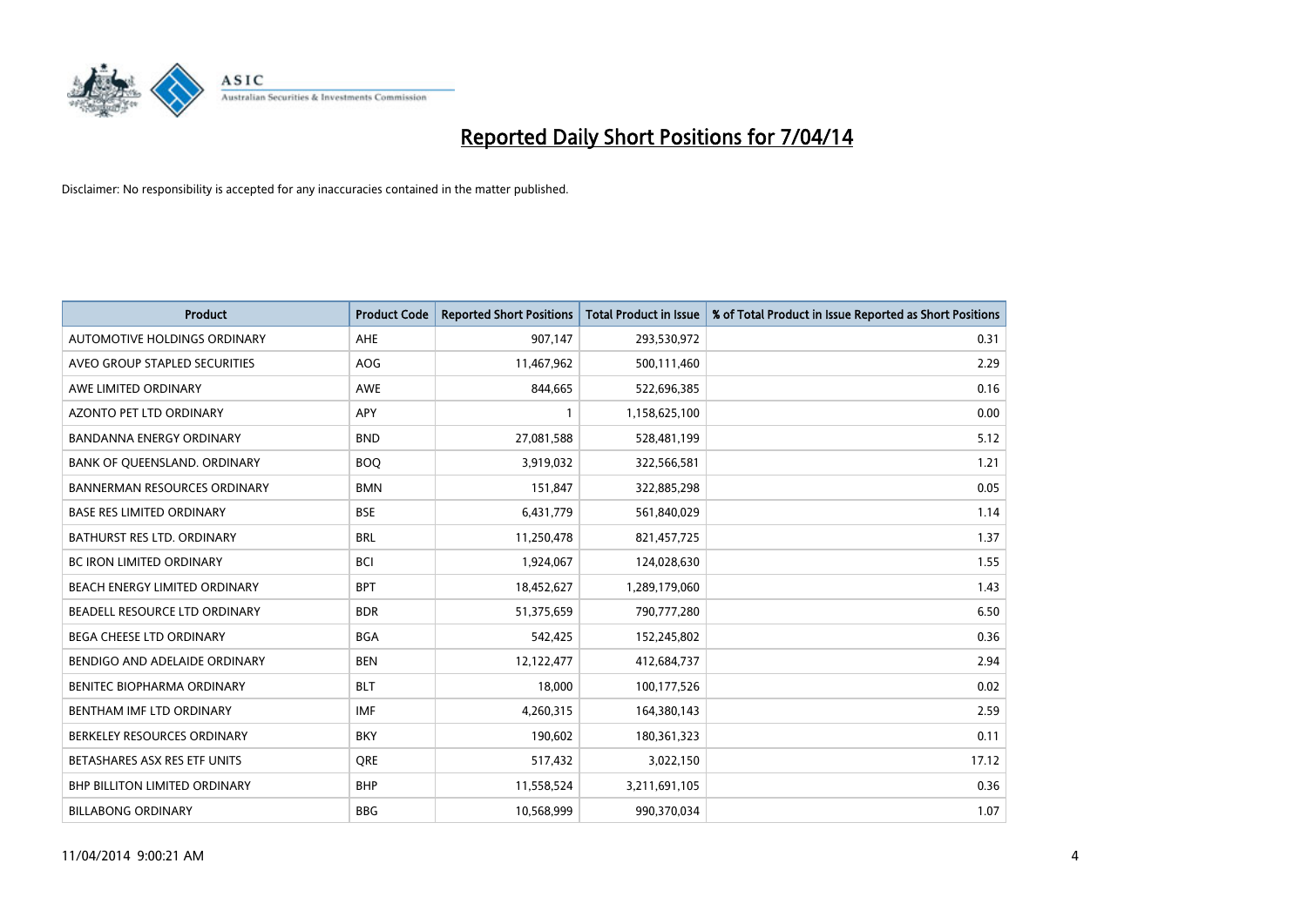# Reported Daily Short Positions for 7/04/14

Disclaimer: No responsibility is accepted for any inaccuracies contained in the matter published.

| Product | Product Code | Reported Short Positions | Total Product in Issue | % of Total Product in Issue Reported as Short Positions |
|---|---|---|---|---|
| AUTOMOTIVE HOLDINGS ORDINARY | AHE | 907,147 | 293,530,972 | 0.31 |
| AVEO GROUP STAPLED SECURITIES | AOG | 11,467,962 | 500,111,460 | 2.29 |
| AWE LIMITED ORDINARY | AWE | 844,665 | 522,696,385 | 0.16 |
| AZONTO PET LTD ORDINARY | APY | 1 | 1,158,625,100 | 0.00 |
| BANDANNA ENERGY ORDINARY | BND | 27,081,588 | 528,481,199 | 5.12 |
| BANK OF QUEENSLAND. ORDINARY | BOQ | 3,919,032 | 322,566,581 | 1.21 |
| BANNERMAN RESOURCES ORDINARY | BMN | 151,847 | 322,885,298 | 0.05 |
| BASE RES LIMITED ORDINARY | BSE | 6,431,779 | 561,840,029 | 1.14 |
| BATHURST RES LTD. ORDINARY | BRL | 11,250,478 | 821,457,725 | 1.37 |
| BC IRON LIMITED ORDINARY | BCI | 1,924,067 | 124,028,630 | 1.55 |
| BEACH ENERGY LIMITED ORDINARY | BPT | 18,452,627 | 1,289,179,060 | 1.43 |
| BEADELL RESOURCE LTD ORDINARY | BDR | 51,375,659 | 790,777,280 | 6.50 |
| BEGA CHEESE LTD ORDINARY | BGA | 542,425 | 152,245,802 | 0.36 |
| BENDIGO AND ADELAIDE ORDINARY | BEN | 12,122,477 | 412,684,737 | 2.94 |
| BENITEC BIOPHARMA ORDINARY | BLT | 18,000 | 100,177,526 | 0.02 |
| BENTHAM IMF LTD ORDINARY | IMF | 4,260,315 | 164,380,143 | 2.59 |
| BERKELEY RESOURCES ORDINARY | BKY | 190,602 | 180,361,323 | 0.11 |
| BETASHARES ASX RES ETF UNITS | QRE | 517,432 | 3,022,150 | 17.12 |
| BHP BILLITON LIMITED ORDINARY | BHP | 11,558,524 | 3,211,691,105 | 0.36 |
| BILLABONG ORDINARY | BBG | 10,568,999 | 990,370,034 | 1.07 |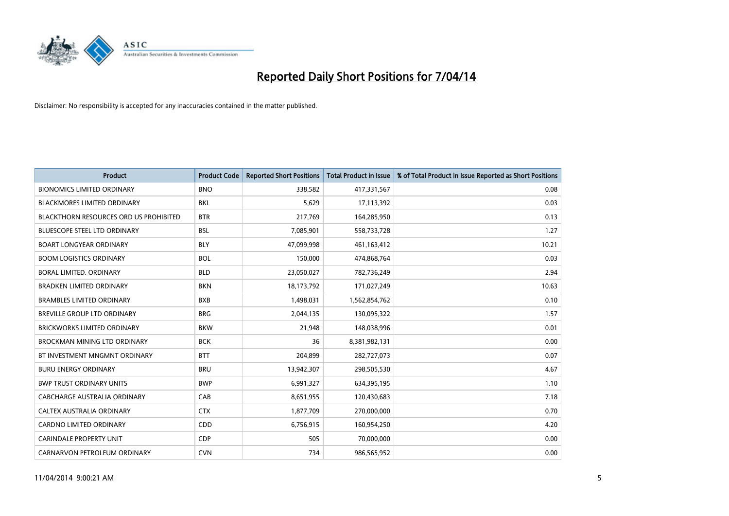# Reported Daily Short Positions for 7/04/14

Disclaimer: No responsibility is accepted for any inaccuracies contained in the matter published.

| Product | Product Code | Reported Short Positions | Total Product in Issue | % of Total Product in Issue Reported as Short Positions |
|---|---|---|---|---|
| BIONOMICS LIMITED ORDINARY | BNO | 338,582 | 417,331,567 | 0.08 |
| BLACKMORES LIMITED ORDINARY | BKL | 5,629 | 17,113,392 | 0.03 |
| BLACKTHORN RESOURCES ORD US PROHIBITED | BTR | 217,769 | 164,285,950 | 0.13 |
| BLUESCOPE STEEL LTD ORDINARY | BSL | 7,085,901 | 558,733,728 | 1.27 |
| BOART LONGYEAR ORDINARY | BLY | 47,099,998 | 461,163,412 | 10.21 |
| BOOM LOGISTICS ORDINARY | BOL | 150,000 | 474,868,764 | 0.03 |
| BORAL LIMITED. ORDINARY | BLD | 23,050,027 | 782,736,249 | 2.94 |
| BRADKEN LIMITED ORDINARY | BKN | 18,173,792 | 171,027,249 | 10.63 |
| BRAMBLES LIMITED ORDINARY | BXB | 1,498,031 | 1,562,854,762 | 0.10 |
| BREVILLE GROUP LTD ORDINARY | BRG | 2,044,135 | 130,095,322 | 1.57 |
| BRICKWORKS LIMITED ORDINARY | BKW | 21,948 | 148,038,996 | 0.01 |
| BROCKMAN MINING LTD ORDINARY | BCK | 36 | 8,381,982,131 | 0.00 |
| BT INVESTMENT MNGMNT ORDINARY | BTT | 204,899 | 282,727,073 | 0.07 |
| BURU ENERGY ORDINARY | BRU | 13,942,307 | 298,505,530 | 4.67 |
| BWP TRUST ORDINARY UNITS | BWP | 6,991,327 | 634,395,195 | 1.10 |
| CABCHARGE AUSTRALIA ORDINARY | CAB | 8,651,955 | 120,430,683 | 7.18 |
| CALTEX AUSTRALIA ORDINARY | CTX | 1,877,709 | 270,000,000 | 0.70 |
| CARDNO LIMITED ORDINARY | CDD | 6,756,915 | 160,954,250 | 4.20 |
| CARINDALE PROPERTY UNIT | CDP | 505 | 70,000,000 | 0.00 |
| CARNARVON PETROLEUM ORDINARY | CVN | 734 | 986,565,952 | 0.00 |

11/04/2014 9:00:21 AM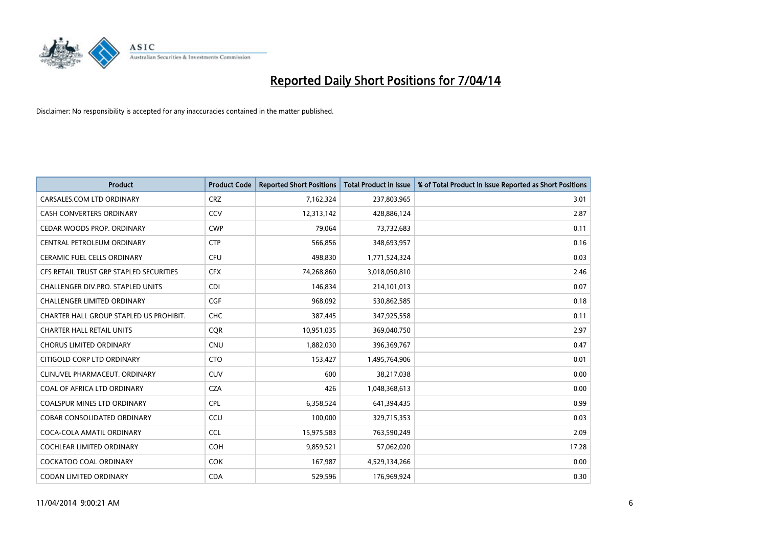# Reported Daily Short Positions for 7/04/14

Disclaimer: No responsibility is accepted for any inaccuracies contained in the matter published.

| Product | Product Code | Reported Short Positions | Total Product in Issue | % of Total Product in Issue Reported as Short Positions |
|---|---|---|---|---|
| CARSALES.COM LTD ORDINARY | CRZ | 7,162,324 | 237,803,965 | 3.01 |
| CASH CONVERTERS ORDINARY | CCV | 12,313,142 | 428,886,124 | 2.87 |
| CEDAR WOODS PROP. ORDINARY | CWP | 79,064 | 73,732,683 | 0.11 |
| CENTRAL PETROLEUM ORDINARY | CTP | 566,856 | 348,693,957 | 0.16 |
| CERAMIC FUEL CELLS ORDINARY | CFU | 498,830 | 1,771,524,324 | 0.03 |
| CFS RETAIL TRUST GRP STAPLED SECURITIES | CFX | 74,268,860 | 3,018,050,810 | 2.46 |
| CHALLENGER DIV.PRO. STAPLED UNITS | CDI | 146,834 | 214,101,013 | 0.07 |
| CHALLENGER LIMITED ORDINARY | CGF | 968,092 | 530,862,585 | 0.18 |
| CHARTER HALL GROUP STAPLED US PROHIBIT. | CHC | 387,445 | 347,925,558 | 0.11 |
| CHARTER HALL RETAIL UNITS | CQR | 10,951,035 | 369,040,750 | 2.97 |
| CHORUS LIMITED ORDINARY | CNU | 1,882,030 | 396,369,767 | 0.47 |
| CITIGOLD CORP LTD ORDINARY | CTO | 153,427 | 1,495,764,906 | 0.01 |
| CLINUVEL PHARMACEUT. ORDINARY | CUV | 600 | 38,217,038 | 0.00 |
| COAL OF AFRICA LTD ORDINARY | CZA | 426 | 1,048,368,613 | 0.00 |
| COALSPUR MINES LTD ORDINARY | CPL | 6,358,524 | 641,394,435 | 0.99 |
| COBAR CONSOLIDATED ORDINARY | CCU | 100,000 | 329,715,353 | 0.03 |
| COCA-COLA AMATIL ORDINARY | CCL | 15,975,583 | 763,590,249 | 2.09 |
| COCHLEAR LIMITED ORDINARY | COH | 9,859,521 | 57,062,020 | 17.28 |
| COCKATOO COAL ORDINARY | COK | 167,987 | 4,529,134,266 | 0.00 |
| CODAN LIMITED ORDINARY | CDA | 529,596 | 176,969,924 | 0.30 |

11/04/2014 9:00:21 AM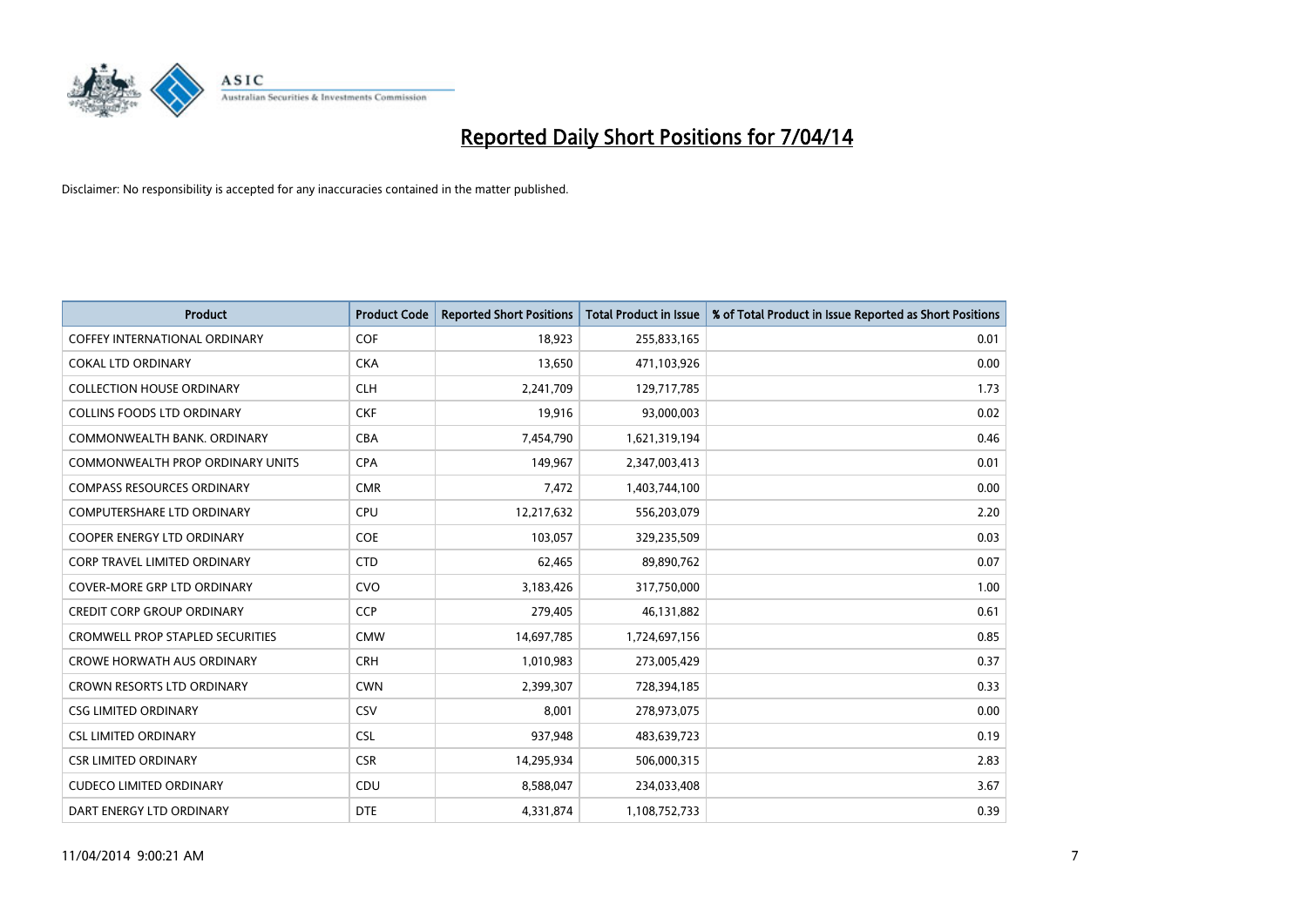# Reported Daily Short Positions for 7/04/14

Disclaimer: No responsibility is accepted for any inaccuracies contained in the matter published.

| Product | Product Code | Reported Short Positions | Total Product in Issue | % of Total Product in Issue Reported as Short Positions |
|---|---|---|---|---|
| COFFEY INTERNATIONAL ORDINARY | COF | 18,923 | 255,833,165 | 0.01 |
| COKAL LTD ORDINARY | CKA | 13,650 | 471,103,926 | 0.00 |
| COLLECTION HOUSE ORDINARY | CLH | 2,241,709 | 129,717,785 | 1.73 |
| COLLINS FOODS LTD ORDINARY | CKF | 19,916 | 93,000,003 | 0.02 |
| COMMONWEALTH BANK. ORDINARY | CBA | 7,454,790 | 1,621,319,194 | 0.46 |
| COMMONWEALTH PROP ORDINARY UNITS | CPA | 149,967 | 2,347,003,413 | 0.01 |
| COMPASS RESOURCES ORDINARY | CMR | 7,472 | 1,403,744,100 | 0.00 |
| COMPUTERSHARE LTD ORDINARY | CPU | 12,217,632 | 556,203,079 | 2.20 |
| COOPER ENERGY LTD ORDINARY | COE | 103,057 | 329,235,509 | 0.03 |
| CORP TRAVEL LIMITED ORDINARY | CTD | 62,465 | 89,890,762 | 0.07 |
| COVER-MORE GRP LTD ORDINARY | CVO | 3,183,426 | 317,750,000 | 1.00 |
| CREDIT CORP GROUP ORDINARY | CCP | 279,405 | 46,131,882 | 0.61 |
| CROMWELL PROP STAPLED SECURITIES | CMW | 14,697,785 | 1,724,697,156 | 0.85 |
| CROWE HORWATH AUS ORDINARY | CRH | 1,010,983 | 273,005,429 | 0.37 |
| CROWN RESORTS LTD ORDINARY | CWN | 2,399,307 | 728,394,185 | 0.33 |
| CSG LIMITED ORDINARY | CSV | 8,001 | 278,973,075 | 0.00 |
| CSL LIMITED ORDINARY | CSL | 937,948 | 483,639,723 | 0.19 |
| CSR LIMITED ORDINARY | CSR | 14,295,934 | 506,000,315 | 2.83 |
| CUDECO LIMITED ORDINARY | CDU | 8,588,047 | 234,033,408 | 3.67 |
| DART ENERGY LTD ORDINARY | DTE | 4,331,874 | 1,108,752,733 | 0.39 |

11/04/2014 9:00:21 AM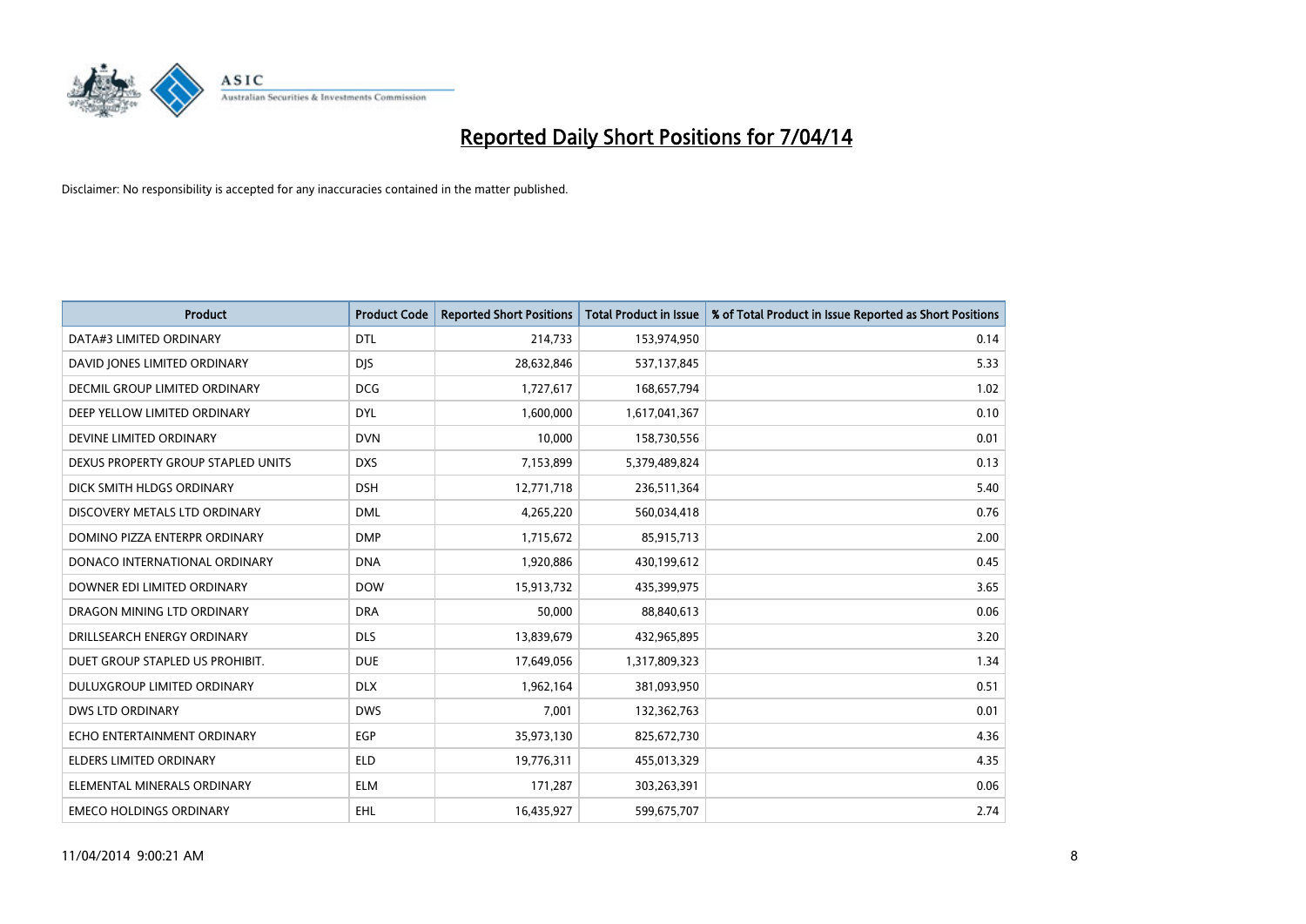# Reported Daily Short Positions for 7/04/14

Disclaimer: No responsibility is accepted for any inaccuracies contained in the matter published.

| Product | Product Code | Reported Short Positions | Total Product in Issue | % of Total Product in Issue Reported as Short Positions |
|---|---|---|---|---|
| DATA#3 LIMITED ORDINARY | DTL | 214,733 | 153,974,950 | 0.14 |
| DAVID JONES LIMITED ORDINARY | DJS | 28,632,846 | 537,137,845 | 5.33 |
| DECMIL GROUP LIMITED ORDINARY | DCG | 1,727,617 | 168,657,794 | 1.02 |
| DEEP YELLOW LIMITED ORDINARY | DYL | 1,600,000 | 1,617,041,367 | 0.10 |
| DEVINE LIMITED ORDINARY | DVN | 10,000 | 158,730,556 | 0.01 |
| DEXUS PROPERTY GROUP STAPLED UNITS | DXS | 7,153,899 | 5,379,489,824 | 0.13 |
| DICK SMITH HLDGS ORDINARY | DSH | 12,771,718 | 236,511,364 | 5.40 |
| DISCOVERY METALS LTD ORDINARY | DML | 4,265,220 | 560,034,418 | 0.76 |
| DOMINO PIZZA ENTERPR ORDINARY | DMP | 1,715,672 | 85,915,713 | 2.00 |
| DONACO INTERNATIONAL ORDINARY | DNA | 1,920,886 | 430,199,612 | 0.45 |
| DOWNER EDI LIMITED ORDINARY | DOW | 15,913,732 | 435,399,975 | 3.65 |
| DRAGON MINING LTD ORDINARY | DRA | 50,000 | 88,840,613 | 0.06 |
| DRILLSEARCH ENERGY ORDINARY | DLS | 13,839,679 | 432,965,895 | 3.20 |
| DUET GROUP STAPLED US PROHIBIT. | DUE | 17,649,056 | 1,317,809,323 | 1.34 |
| DULUXGROUP LIMITED ORDINARY | DLX | 1,962,164 | 381,093,950 | 0.51 |
| DWS LTD ORDINARY | DWS | 7,001 | 132,362,763 | 0.01 |
| ECHO ENTERTAINMENT ORDINARY | EGP | 35,973,130 | 825,672,730 | 4.36 |
| ELDERS LIMITED ORDINARY | ELD | 19,776,311 | 455,013,329 | 4.35 |
| ELEMENTAL MINERALS ORDINARY | ELM | 171,287 | 303,263,391 | 0.06 |
| EMECO HOLDINGS ORDINARY | EHL | 16,435,927 | 599,675,707 | 2.74 |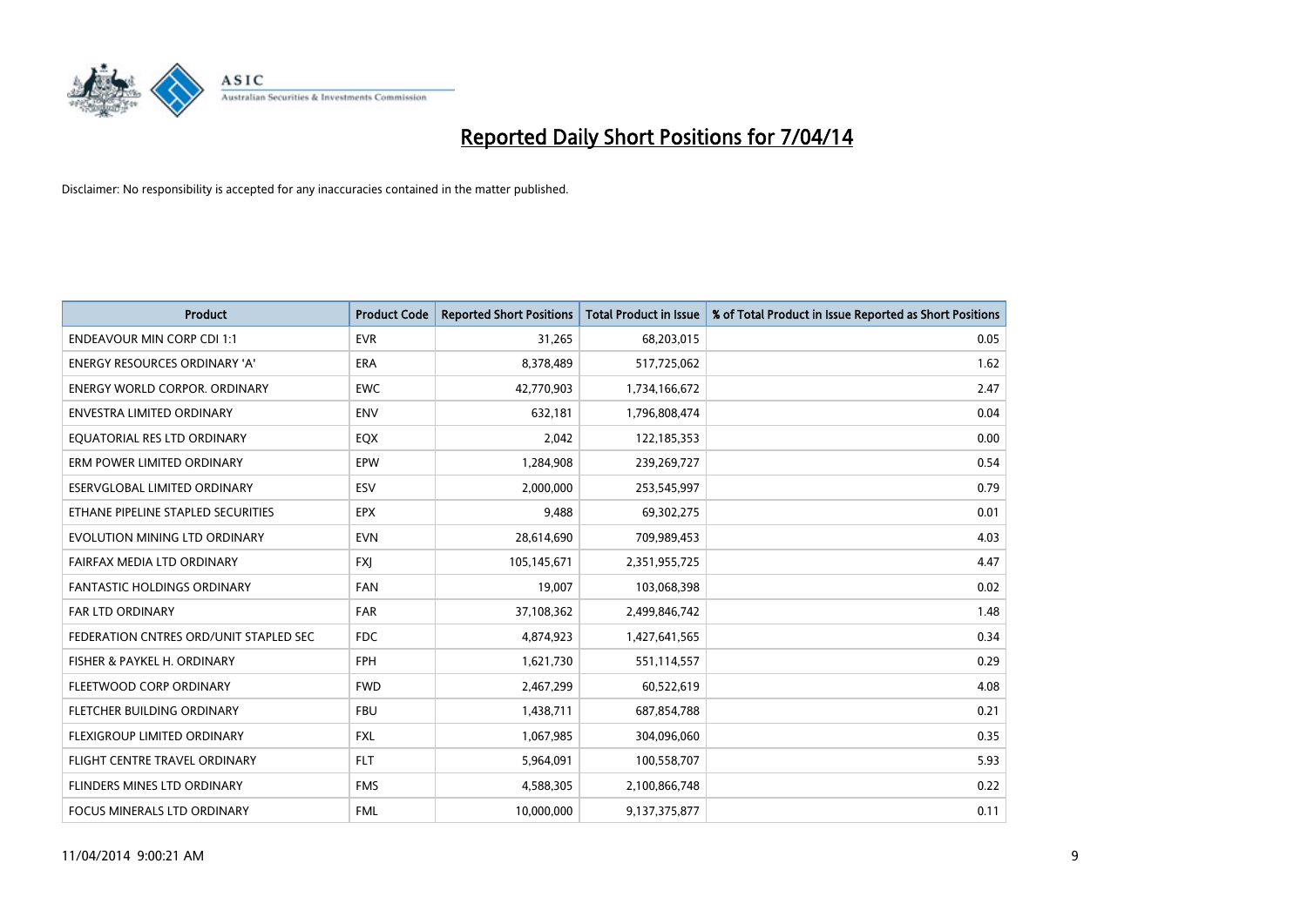# Reported Daily Short Positions for 7/04/14

Disclaimer: No responsibility is accepted for any inaccuracies contained in the matter published.

| Product | Product Code | Reported Short Positions | Total Product in Issue | % of Total Product in Issue Reported as Short Positions |
|---|---|---|---|---|
| ENDEAVOUR MIN CORP CDI 1:1 | EVR | 31,265 | 68,203,015 | 0.05 |
| ENERGY RESOURCES ORDINARY 'A' | ERA | 8,378,489 | 517,725,062 | 1.62 |
| ENERGY WORLD CORPOR. ORDINARY | EWC | 42,770,903 | 1,734,166,672 | 2.47 |
| ENVESTRA LIMITED ORDINARY | ENV | 632,181 | 1,796,808,474 | 0.04 |
| EQUATORIAL RES LTD ORDINARY | EQX | 2,042 | 122,185,353 | 0.00 |
| ERM POWER LIMITED ORDINARY | EPW | 1,284,908 | 239,269,727 | 0.54 |
| ESERVGLOBAL LIMITED ORDINARY | ESV | 2,000,000 | 253,545,997 | 0.79 |
| ETHANE PIPELINE STAPLED SECURITIES | EPX | 9,488 | 69,302,275 | 0.01 |
| EVOLUTION MINING LTD ORDINARY | EVN | 28,614,690 | 709,989,453 | 4.03 |
| FAIRFAX MEDIA LTD ORDINARY | FXJ | 105,145,671 | 2,351,955,725 | 4.47 |
| FANTASTIC HOLDINGS ORDINARY | FAN | 19,007 | 103,068,398 | 0.02 |
| FAR LTD ORDINARY | FAR | 37,108,362 | 2,499,846,742 | 1.48 |
| FEDERATION CNTRES ORD/UNIT STAPLED SEC | FDC | 4,874,923 | 1,427,641,565 | 0.34 |
| FISHER & PAYKEL H. ORDINARY | FPH | 1,621,730 | 551,114,557 | 0.29 |
| FLEETWOOD CORP ORDINARY | FWD | 2,467,299 | 60,522,619 | 4.08 |
| FLETCHER BUILDING ORDINARY | FBU | 1,438,711 | 687,854,788 | 0.21 |
| FLEXIGROUP LIMITED ORDINARY | FXL | 1,067,985 | 304,096,060 | 0.35 |
| FLIGHT CENTRE TRAVEL ORDINARY | FLT | 5,964,091 | 100,558,707 | 5.93 |
| FLINDERS MINES LTD ORDINARY | FMS | 4,588,305 | 2,100,866,748 | 0.22 |
| FOCUS MINERALS LTD ORDINARY | FML | 10,000,000 | 9,137,375,877 | 0.11 |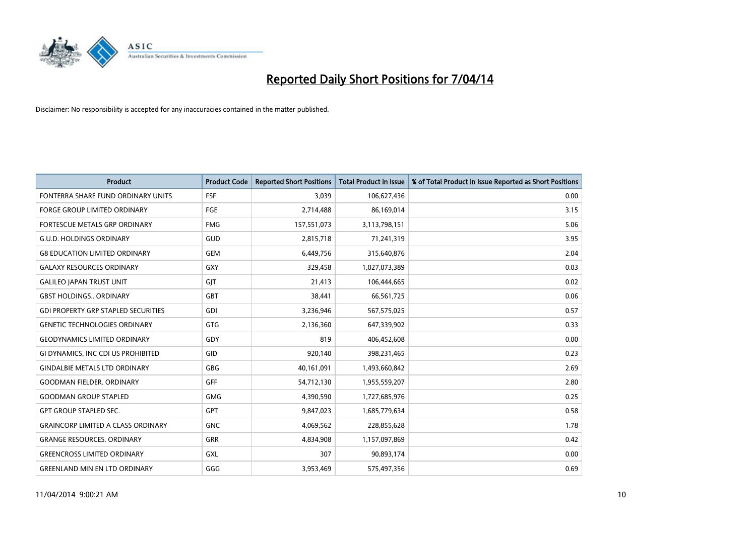# Reported Daily Short Positions for 7/04/14

Disclaimer: No responsibility is accepted for any inaccuracies contained in the matter published.

| Product | Product Code | Reported Short Positions | Total Product in Issue | % of Total Product in Issue Reported as Short Positions |
|---|---|---|---|---|
| FONTERRA SHARE FUND ORDINARY UNITS | FSF | 3,039 | 106,627,436 | 0.00 |
| FORGE GROUP LIMITED ORDINARY | FGE | 2,714,488 | 86,169,014 | 3.15 |
| FORTESCUE METALS GRP ORDINARY | FMG | 157,551,073 | 3,113,798,151 | 5.06 |
| G.U.D. HOLDINGS ORDINARY | GUD | 2,815,718 | 71,241,319 | 3.95 |
| G8 EDUCATION LIMITED ORDINARY | GEM | 6,449,756 | 315,640,876 | 2.04 |
| GALAXY RESOURCES ORDINARY | GXY | 329,458 | 1,027,073,389 | 0.03 |
| GALILEO JAPAN TRUST UNIT | GJT | 21,413 | 106,444,665 | 0.02 |
| GBST HOLDINGS.. ORDINARY | GBT | 38,441 | 66,561,725 | 0.06 |
| GDI PROPERTY GRP STAPLED SECURITIES | GDI | 3,236,946 | 567,575,025 | 0.57 |
| GENETIC TECHNOLOGIES ORDINARY | GTG | 2,136,360 | 647,339,902 | 0.33 |
| GEODYNAMICS LIMITED ORDINARY | GDY | 819 | 406,452,608 | 0.00 |
| GI DYNAMICS, INC CDI US PROHIBITED | GID | 920,140 | 398,231,465 | 0.23 |
| GINDALBIE METALS LTD ORDINARY | GBG | 40,161,091 | 1,493,660,842 | 2.69 |
| GOODMAN FIELDER. ORDINARY | GFF | 54,712,130 | 1,955,559,207 | 2.80 |
| GOODMAN GROUP STAPLED | GMG | 4,390,590 | 1,727,685,976 | 0.25 |
| GPT GROUP STAPLED SEC. | GPT | 9,847,023 | 1,685,779,634 | 0.58 |
| GRAINCORP LIMITED A CLASS ORDINARY | GNC | 4,069,562 | 228,855,628 | 1.78 |
| GRANGE RESOURCES. ORDINARY | GRR | 4,834,908 | 1,157,097,869 | 0.42 |
| GREENCROSS LIMITED ORDINARY | GXL | 307 | 90,893,174 | 0.00 |
| GREENLAND MIN EN LTD ORDINARY | GGG | 3,953,469 | 575,497,356 | 0.69 |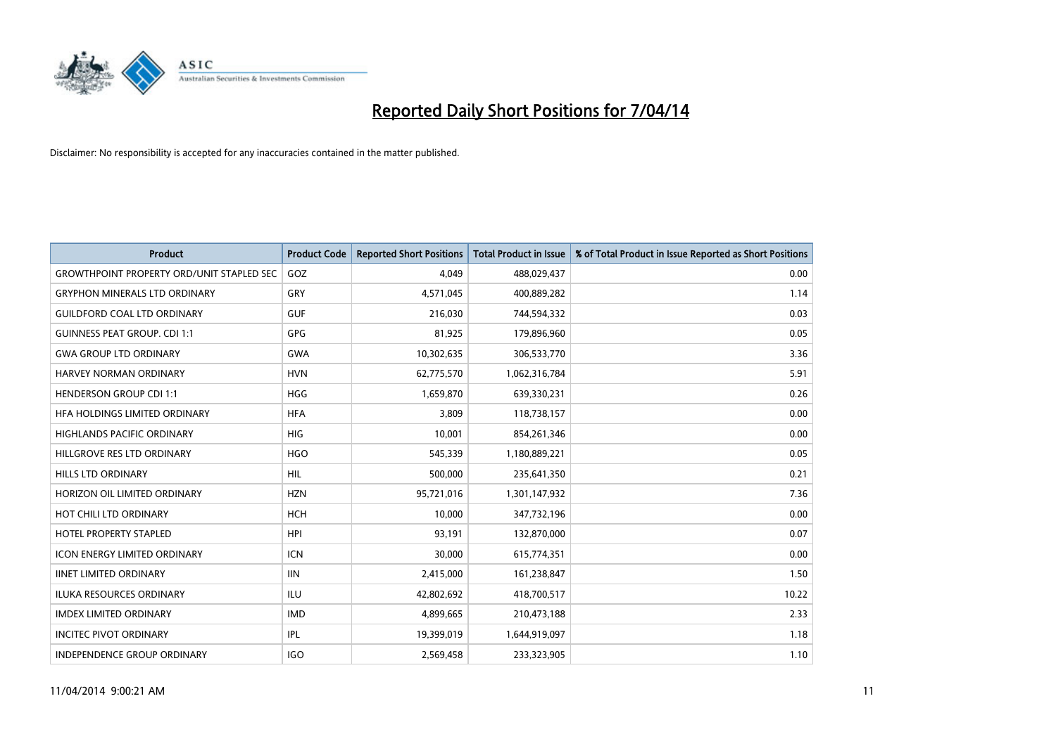# Reported Daily Short Positions for 7/04/14

Disclaimer: No responsibility is accepted for any inaccuracies contained in the matter published.

| Product | Product Code | Reported Short Positions | Total Product in Issue | % of Total Product in Issue Reported as Short Positions |
|---|---|---|---|---|
| GROWTHPOINT PROPERTY ORD/UNIT STAPLED SEC | GOZ | 4,049 | 488,029,437 | 0.00 |
| GRYPHON MINERALS LTD ORDINARY | GRY | 4,571,045 | 400,889,282 | 1.14 |
| GUILDFORD COAL LTD ORDINARY | GUF | 216,030 | 744,594,332 | 0.03 |
| GUINNESS PEAT GROUP. CDI 1:1 | GPG | 81,925 | 179,896,960 | 0.05 |
| GWA GROUP LTD ORDINARY | GWA | 10,302,635 | 306,533,770 | 3.36 |
| HARVEY NORMAN ORDINARY | HVN | 62,775,570 | 1,062,316,784 | 5.91 |
| HENDERSON GROUP CDI 1:1 | HGG | 1,659,870 | 639,330,231 | 0.26 |
| HFA HOLDINGS LIMITED ORDINARY | HFA | 3,809 | 118,738,157 | 0.00 |
| HIGHLANDS PACIFIC ORDINARY | HIG | 10,001 | 854,261,346 | 0.00 |
| HILLGROVE RES LTD ORDINARY | HGO | 545,339 | 1,180,889,221 | 0.05 |
| HILLS LTD ORDINARY | HIL | 500,000 | 235,641,350 | 0.21 |
| HORIZON OIL LIMITED ORDINARY | HZN | 95,721,016 | 1,301,147,932 | 7.36 |
| HOT CHILI LTD ORDINARY | HCH | 10,000 | 347,732,196 | 0.00 |
| HOTEL PROPERTY STAPLED | HPI | 93,191 | 132,870,000 | 0.07 |
| ICON ENERGY LIMITED ORDINARY | ICN | 30,000 | 615,774,351 | 0.00 |
| IINET LIMITED ORDINARY | IIN | 2,415,000 | 161,238,847 | 1.50 |
| ILUKA RESOURCES ORDINARY | ILU | 42,802,692 | 418,700,517 | 10.22 |
| IMDEX LIMITED ORDINARY | IMD | 4,899,665 | 210,473,188 | 2.33 |
| INCITEC PIVOT ORDINARY | IPL | 19,399,019 | 1,644,919,097 | 1.18 |
| INDEPENDENCE GROUP ORDINARY | IGO | 2,569,458 | 233,323,905 | 1.10 |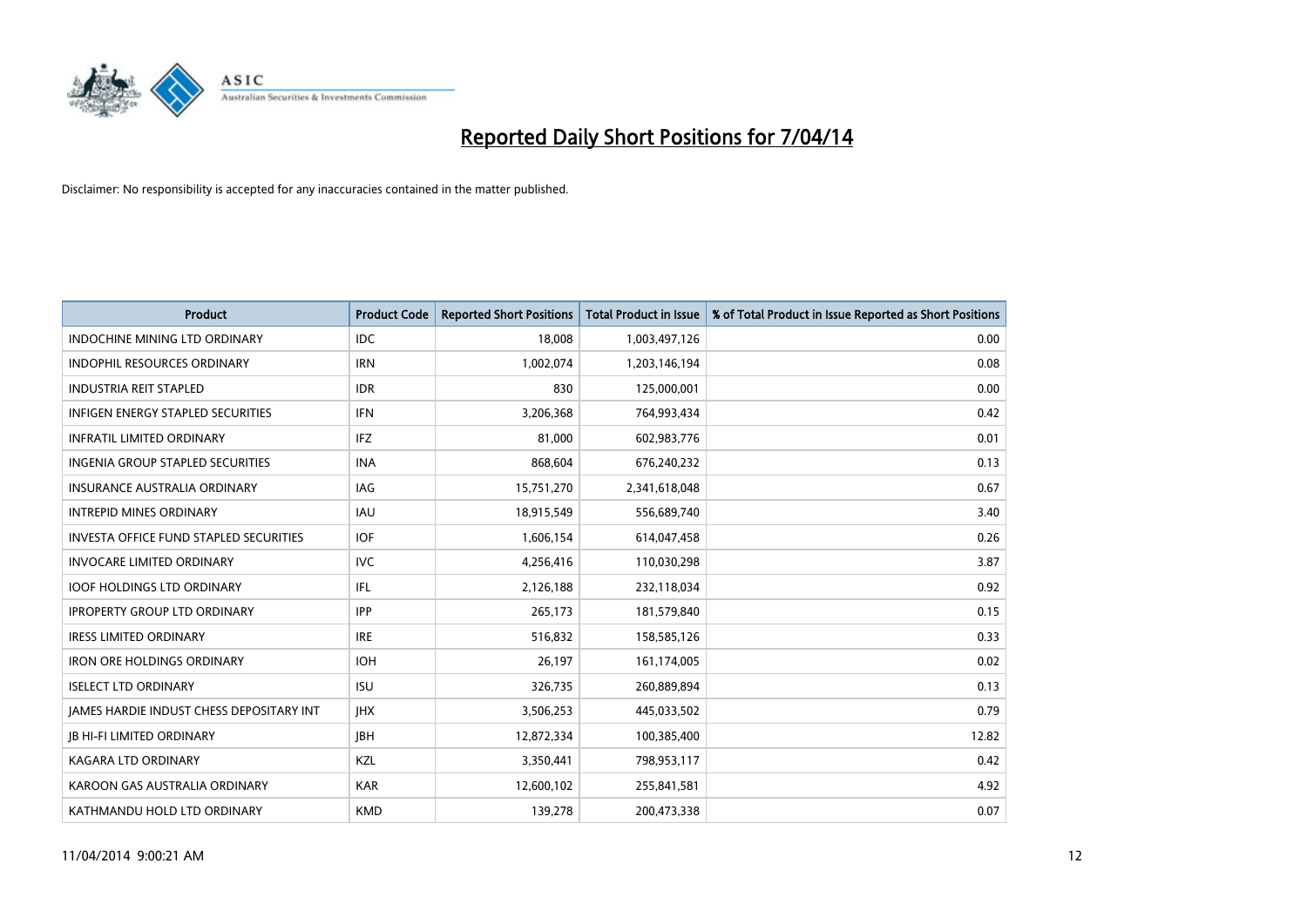# Reported Daily Short Positions for 7/04/14

Disclaimer: No responsibility is accepted for any inaccuracies contained in the matter published.

| Product | Product Code | Reported Short Positions | Total Product in Issue | % of Total Product in Issue Reported as Short Positions |
|---|---|---|---|---|
| INDOCHINE MINING LTD ORDINARY | IDC | 18,008 | 1,003,497,126 | 0.00 |
| INDOPHIL RESOURCES ORDINARY | IRN | 1,002,074 | 1,203,146,194 | 0.08 |
| INDUSTRIA REIT STAPLED | IDR | 830 | 125,000,001 | 0.00 |
| INFIGEN ENERGY STAPLED SECURITIES | IFN | 3,206,368 | 764,993,434 | 0.42 |
| INFRATIL LIMITED ORDINARY | IFZ | 81,000 | 602,983,776 | 0.01 |
| INGENIA GROUP STAPLED SECURITIES | INA | 868,604 | 676,240,232 | 0.13 |
| INSURANCE AUSTRALIA ORDINARY | IAG | 15,751,270 | 2,341,618,048 | 0.67 |
| INTREPID MINES ORDINARY | IAU | 18,915,549 | 556,689,740 | 3.40 |
| INVESTA OFFICE FUND STAPLED SECURITIES | IOF | 1,606,154 | 614,047,458 | 0.26 |
| INVOCARE LIMITED ORDINARY | IVC | 4,256,416 | 110,030,298 | 3.87 |
| IOOF HOLDINGS LTD ORDINARY | IFL | 2,126,188 | 232,118,034 | 0.92 |
| IPROPERTY GROUP LTD ORDINARY | IPP | 265,173 | 181,579,840 | 0.15 |
| IRESS LIMITED ORDINARY | IRE | 516,832 | 158,585,126 | 0.33 |
| IRON ORE HOLDINGS ORDINARY | IOH | 26,197 | 161,174,005 | 0.02 |
| ISELECT LTD ORDINARY | ISU | 326,735 | 260,889,894 | 0.13 |
| JAMES HARDIE INDUST CHESS DEPOSITARY INT | JHX | 3,506,253 | 445,033,502 | 0.79 |
| JB HI-FI LIMITED ORDINARY | JBH | 12,872,334 | 100,385,400 | 12.82 |
| KAGARA LTD ORDINARY | KZL | 3,350,441 | 798,953,117 | 0.42 |
| KAROON GAS AUSTRALIA ORDINARY | KAR | 12,600,102 | 255,841,581 | 4.92 |
| KATHMANDU HOLD LTD ORDINARY | KMD | 139,278 | 200,473,338 | 0.07 |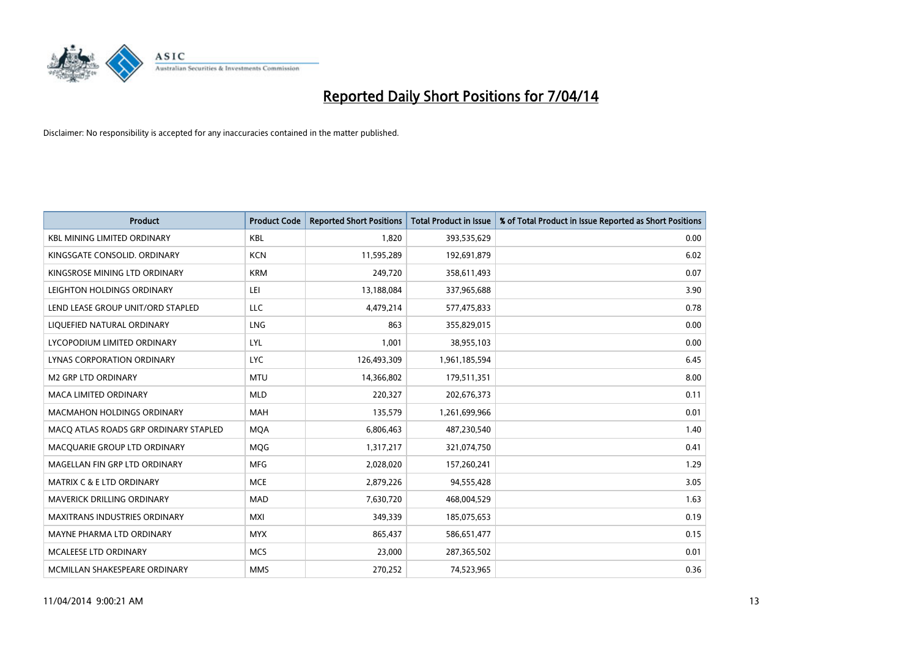# Reported Daily Short Positions for 7/04/14

Disclaimer: No responsibility is accepted for any inaccuracies contained in the matter published.

| Product | Product Code | Reported Short Positions | Total Product in Issue | % of Total Product in Issue Reported as Short Positions |
|---|---|---|---|---|
| KBL MINING LIMITED ORDINARY | KBL | 1,820 | 393,535,629 | 0.00 |
| KINGSGATE CONSOLID. ORDINARY | KCN | 11,595,289 | 192,691,879 | 6.02 |
| KINGSROSE MINING LTD ORDINARY | KRM | 249,720 | 358,611,493 | 0.07 |
| LEIGHTON HOLDINGS ORDINARY | LEI | 13,188,084 | 337,965,688 | 3.90 |
| LEND LEASE GROUP UNIT/ORD STAPLED | LLC | 4,479,214 | 577,475,833 | 0.78 |
| LIQUEFIED NATURAL ORDINARY | LNG | 863 | 355,829,015 | 0.00 |
| LYCOPODIUM LIMITED ORDINARY | LYL | 1,001 | 38,955,103 | 0.00 |
| LYNAS CORPORATION ORDINARY | LYC | 126,493,309 | 1,961,185,594 | 6.45 |
| M2 GRP LTD ORDINARY | MTU | 14,366,802 | 179,511,351 | 8.00 |
| MACA LIMITED ORDINARY | MLD | 220,327 | 202,676,373 | 0.11 |
| MACMAHON HOLDINGS ORDINARY | MAH | 135,579 | 1,261,699,966 | 0.01 |
| MACQ ATLAS ROADS GRP ORDINARY STAPLED | MQA | 6,806,463 | 487,230,540 | 1.40 |
| MACQUARIE GROUP LTD ORDINARY | MQG | 1,317,217 | 321,074,750 | 0.41 |
| MAGELLAN FIN GRP LTD ORDINARY | MFG | 2,028,020 | 157,260,241 | 1.29 |
| MATRIX C & E LTD ORDINARY | MCE | 2,879,226 | 94,555,428 | 3.05 |
| MAVERICK DRILLING ORDINARY | MAD | 7,630,720 | 468,004,529 | 1.63 |
| MAXITRANS INDUSTRIES ORDINARY | MXI | 349,339 | 185,075,653 | 0.19 |
| MAYNE PHARMA LTD ORDINARY | MYX | 865,437 | 586,651,477 | 0.15 |
| MCALEESE LTD ORDINARY | MCS | 23,000 | 287,365,502 | 0.01 |
| MCMILLAN SHAKESPEARE ORDINARY | MMS | 270,252 | 74,523,965 | 0.36 |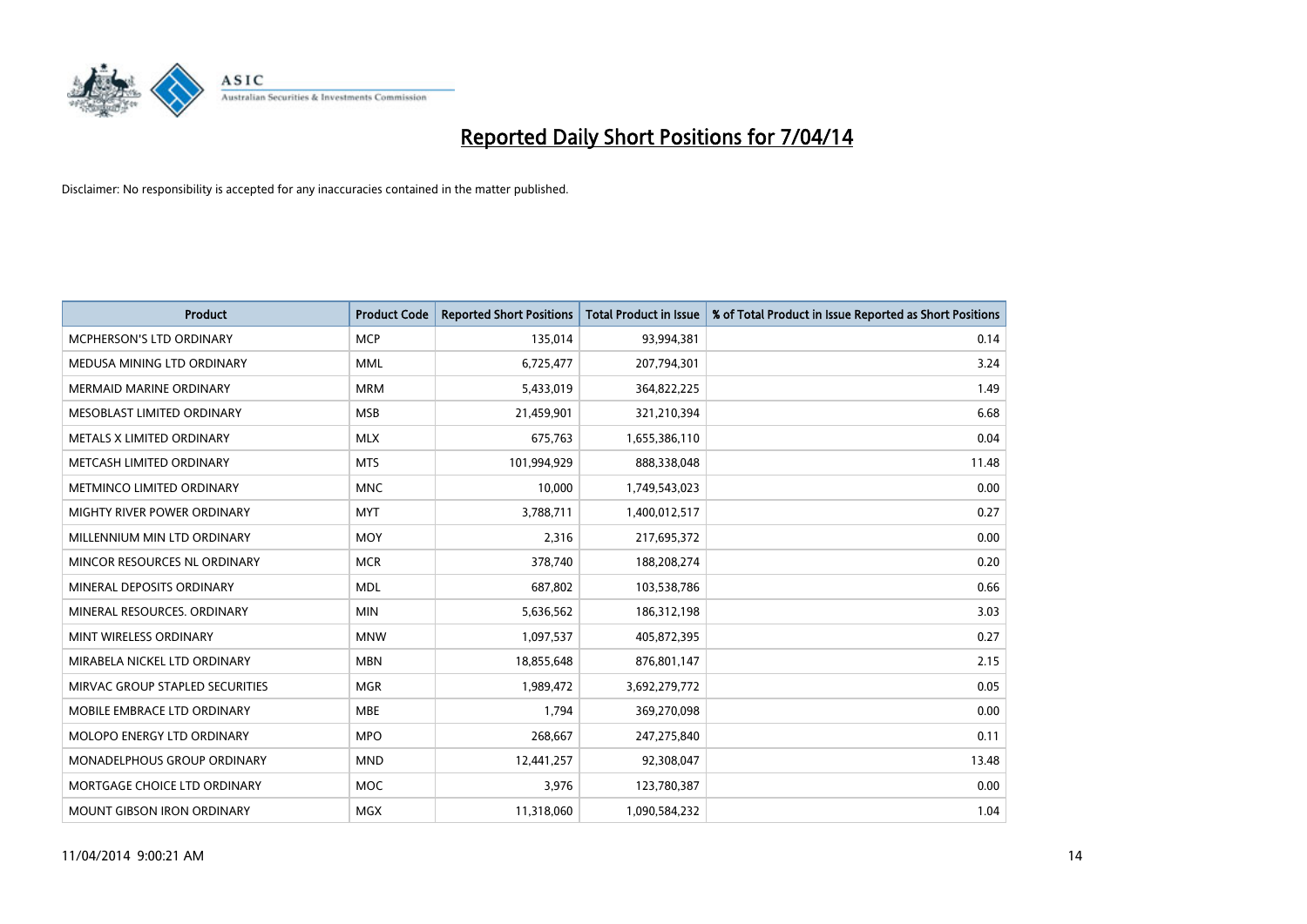# Reported Daily Short Positions for 7/04/14

Disclaimer: No responsibility is accepted for any inaccuracies contained in the matter published.

| Product | Product Code | Reported Short Positions | Total Product in Issue | % of Total Product in Issue Reported as Short Positions |
|---|---|---|---|---|
| MCPHERSON'S LTD ORDINARY | MCP | 135,014 | 93,994,381 | 0.14 |
| MEDUSA MINING LTD ORDINARY | MML | 6,725,477 | 207,794,301 | 3.24 |
| MERMAID MARINE ORDINARY | MRM | 5,433,019 | 364,822,225 | 1.49 |
| MESOBLAST LIMITED ORDINARY | MSB | 21,459,901 | 321,210,394 | 6.68 |
| METALS X LIMITED ORDINARY | MLX | 675,763 | 1,655,386,110 | 0.04 |
| METCASH LIMITED ORDINARY | MTS | 101,994,929 | 888,338,048 | 11.48 |
| METMINCO LIMITED ORDINARY | MNC | 10,000 | 1,749,543,023 | 0.00 |
| MIGHTY RIVER POWER ORDINARY | MYT | 3,788,711 | 1,400,012,517 | 0.27 |
| MILLENNIUM MIN LTD ORDINARY | MOY | 2,316 | 217,695,372 | 0.00 |
| MINCOR RESOURCES NL ORDINARY | MCR | 378,740 | 188,208,274 | 0.20 |
| MINERAL DEPOSITS ORDINARY | MDL | 687,802 | 103,538,786 | 0.66 |
| MINERAL RESOURCES. ORDINARY | MIN | 5,636,562 | 186,312,198 | 3.03 |
| MINT WIRELESS ORDINARY | MNW | 1,097,537 | 405,872,395 | 0.27 |
| MIRABELA NICKEL LTD ORDINARY | MBN | 18,855,648 | 876,801,147 | 2.15 |
| MIRVAC GROUP STAPLED SECURITIES | MGR | 1,989,472 | 3,692,279,772 | 0.05 |
| MOBILE EMBRACE LTD ORDINARY | MBE | 1,794 | 369,270,098 | 0.00 |
| MOLOPO ENERGY LTD ORDINARY | MPO | 268,667 | 247,275,840 | 0.11 |
| MONADELPHOUS GROUP ORDINARY | MND | 12,441,257 | 92,308,047 | 13.48 |
| MORTGAGE CHOICE LTD ORDINARY | MOC | 3,976 | 123,780,387 | 0.00 |
| MOUNT GIBSON IRON ORDINARY | MGX | 11,318,060 | 1,090,584,232 | 1.04 |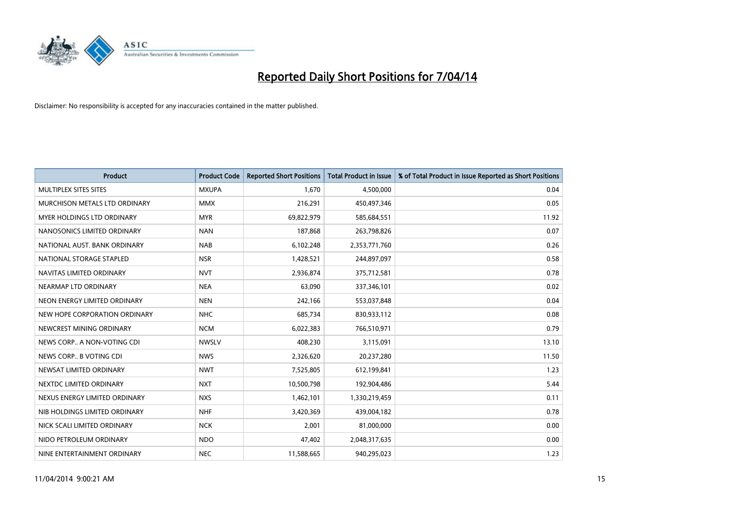# Reported Daily Short Positions for 7/04/14

Disclaimer: No responsibility is accepted for any inaccuracies contained in the matter published.

| Product | Product Code | Reported Short Positions | Total Product in Issue | % of Total Product in Issue Reported as Short Positions |
|---|---|---|---|---|
| MULTIPLEX SITES SITES | MXUPA | 1,670 | 4,500,000 | 0.04 |
| MURCHISON METALS LTD ORDINARY | MMX | 216,291 | 450,497,346 | 0.05 |
| MYER HOLDINGS LTD ORDINARY | MYR | 69,822,979 | 585,684,551 | 11.92 |
| NANOSONICS LIMITED ORDINARY | NAN | 187,868 | 263,798,826 | 0.07 |
| NATIONAL AUST. BANK ORDINARY | NAB | 6,102,248 | 2,353,771,760 | 0.26 |
| NATIONAL STORAGE STAPLED | NSR | 1,428,521 | 244,897,097 | 0.58 |
| NAVITAS LIMITED ORDINARY | NVT | 2,936,874 | 375,712,581 | 0.78 |
| NEARMAP LTD ORDINARY | NEA | 63,090 | 337,346,101 | 0.02 |
| NEON ENERGY LIMITED ORDINARY | NEN | 242,166 | 553,037,848 | 0.04 |
| NEW HOPE CORPORATION ORDINARY | NHC | 685,734 | 830,933,112 | 0.08 |
| NEWCREST MINING ORDINARY | NCM | 6,022,383 | 766,510,971 | 0.79 |
| NEWS CORP.. A NON-VOTING CDI | NWSLV | 408,230 | 3,115,091 | 13.10 |
| NEWS CORP.. B VOTING CDI | NWS | 2,326,620 | 20,237,280 | 11.50 |
| NEWSAT LIMITED ORDINARY | NWT | 7,525,805 | 612,199,841 | 1.23 |
| NEXTDC LIMITED ORDINARY | NXT | 10,500,798 | 192,904,486 | 5.44 |
| NEXUS ENERGY LIMITED ORDINARY | NXS | 1,462,101 | 1,330,219,459 | 0.11 |
| NIB HOLDINGS LIMITED ORDINARY | NHF | 3,420,369 | 439,004,182 | 0.78 |
| NICK SCALI LIMITED ORDINARY | NCK | 2,001 | 81,000,000 | 0.00 |
| NIDO PETROLEUM ORDINARY | NDO | 47,402 | 2,048,317,635 | 0.00 |
| NINE ENTERTAINMENT ORDINARY | NEC | 11,588,665 | 940,295,023 | 1.23 |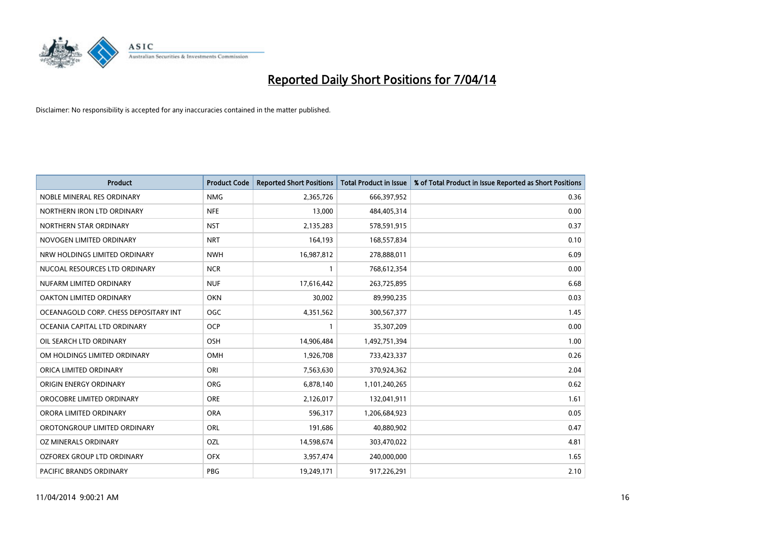# Reported Daily Short Positions for 7/04/14

Disclaimer: No responsibility is accepted for any inaccuracies contained in the matter published.

| Product | Product Code | Reported Short Positions | Total Product in Issue | % of Total Product in Issue Reported as Short Positions |
|---|---|---|---|---|
| NOBLE MINERAL RES ORDINARY | NMG | 2,365,726 | 666,397,952 | 0.36 |
| NORTHERN IRON LTD ORDINARY | NFE | 13,000 | 484,405,314 | 0.00 |
| NORTHERN STAR ORDINARY | NST | 2,135,283 | 578,591,915 | 0.37 |
| NOVOGEN LIMITED ORDINARY | NRT | 164,193 | 168,557,834 | 0.10 |
| NRW HOLDINGS LIMITED ORDINARY | NWH | 16,987,812 | 278,888,011 | 6.09 |
| NUCOAL RESOURCES LTD ORDINARY | NCR | 1 | 768,612,354 | 0.00 |
| NUFARM LIMITED ORDINARY | NUF | 17,616,442 | 263,725,895 | 6.68 |
| OAKTON LIMITED ORDINARY | OKN | 30,002 | 89,990,235 | 0.03 |
| OCEANAGOLD CORP. CHESS DEPOSITARY INT | OGC | 4,351,562 | 300,567,377 | 1.45 |
| OCEANIA CAPITAL LTD ORDINARY | OCP | 1 | 35,307,209 | 0.00 |
| OIL SEARCH LTD ORDINARY | OSH | 14,906,484 | 1,492,751,394 | 1.00 |
| OM HOLDINGS LIMITED ORDINARY | OMH | 1,926,708 | 733,423,337 | 0.26 |
| ORICA LIMITED ORDINARY | ORI | 7,563,630 | 370,924,362 | 2.04 |
| ORIGIN ENERGY ORDINARY | ORG | 6,878,140 | 1,101,240,265 | 0.62 |
| OROCOBRE LIMITED ORDINARY | ORE | 2,126,017 | 132,041,911 | 1.61 |
| ORORA LIMITED ORDINARY | ORA | 596,317 | 1,206,684,923 | 0.05 |
| OROTONGROUP LIMITED ORDINARY | ORL | 191,686 | 40,880,902 | 0.47 |
| OZ MINERALS ORDINARY | OZL | 14,598,674 | 303,470,022 | 4.81 |
| OZFOREX GROUP LTD ORDINARY | OFX | 3,957,474 | 240,000,000 | 1.65 |
| PACIFIC BRANDS ORDINARY | PBG | 19,249,171 | 917,226,291 | 2.10 |

11/04/2014 9:00:21 AM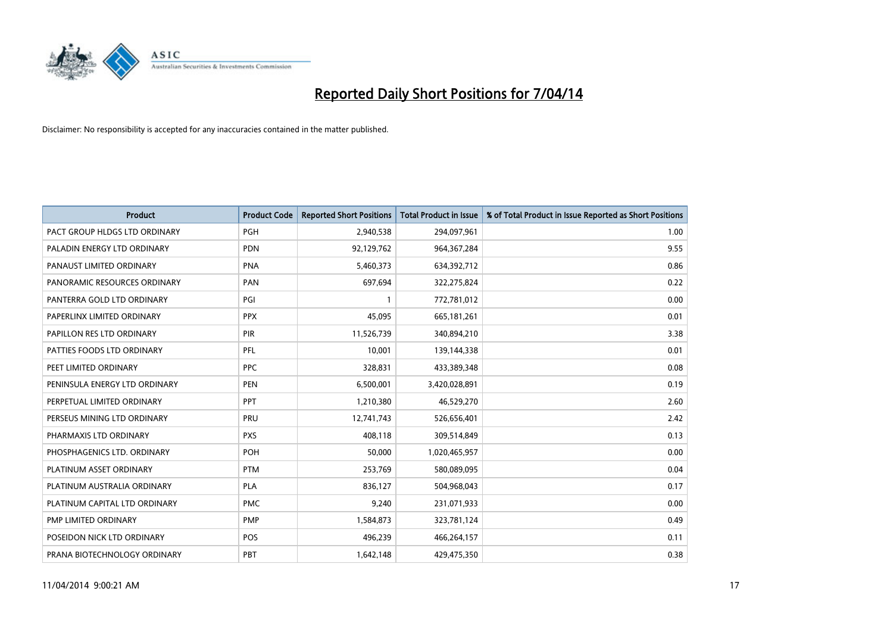# Reported Daily Short Positions for 7/04/14

Disclaimer: No responsibility is accepted for any inaccuracies contained in the matter published.

| Product | Product Code | Reported Short Positions | Total Product in Issue | % of Total Product in Issue Reported as Short Positions |
|---|---|---|---|---|
| PACT GROUP HLDGS LTD ORDINARY | PGH | 2,940,538 | 294,097,961 | 1.00 |
| PALADIN ENERGY LTD ORDINARY | PDN | 92,129,762 | 964,367,284 | 9.55 |
| PANAUST LIMITED ORDINARY | PNA | 5,460,373 | 634,392,712 | 0.86 |
| PANORAMIC RESOURCES ORDINARY | PAN | 697,694 | 322,275,824 | 0.22 |
| PANTERRA GOLD LTD ORDINARY | PGI | 1 | 772,781,012 | 0.00 |
| PAPERLINX LIMITED ORDINARY | PPX | 45,095 | 665,181,261 | 0.01 |
| PAPILLON RES LTD ORDINARY | PIR | 11,526,739 | 340,894,210 | 3.38 |
| PATTIES FOODS LTD ORDINARY | PFL | 10,001 | 139,144,338 | 0.01 |
| PEET LIMITED ORDINARY | PPC | 328,831 | 433,389,348 | 0.08 |
| PENINSULA ENERGY LTD ORDINARY | PEN | 6,500,001 | 3,420,028,891 | 0.19 |
| PERPETUAL LIMITED ORDINARY | PPT | 1,210,380 | 46,529,270 | 2.60 |
| PERSEUS MINING LTD ORDINARY | PRU | 12,741,743 | 526,656,401 | 2.42 |
| PHARMAXIS LTD ORDINARY | PXS | 408,118 | 309,514,849 | 0.13 |
| PHOSPHAGENICS LTD. ORDINARY | POH | 50,000 | 1,020,465,957 | 0.00 |
| PLATINUM ASSET ORDINARY | PTM | 253,769 | 580,089,095 | 0.04 |
| PLATINUM AUSTRALIA ORDINARY | PLA | 836,127 | 504,968,043 | 0.17 |
| PLATINUM CAPITAL LTD ORDINARY | PMC | 9,240 | 231,071,933 | 0.00 |
| PMP LIMITED ORDINARY | PMP | 1,584,873 | 323,781,124 | 0.49 |
| POSEIDON NICK LTD ORDINARY | POS | 496,239 | 466,264,157 | 0.11 |
| PRANA BIOTECHNOLOGY ORDINARY | PBT | 1,642,148 | 429,475,350 | 0.38 |

11/04/2014 9:00:21 AM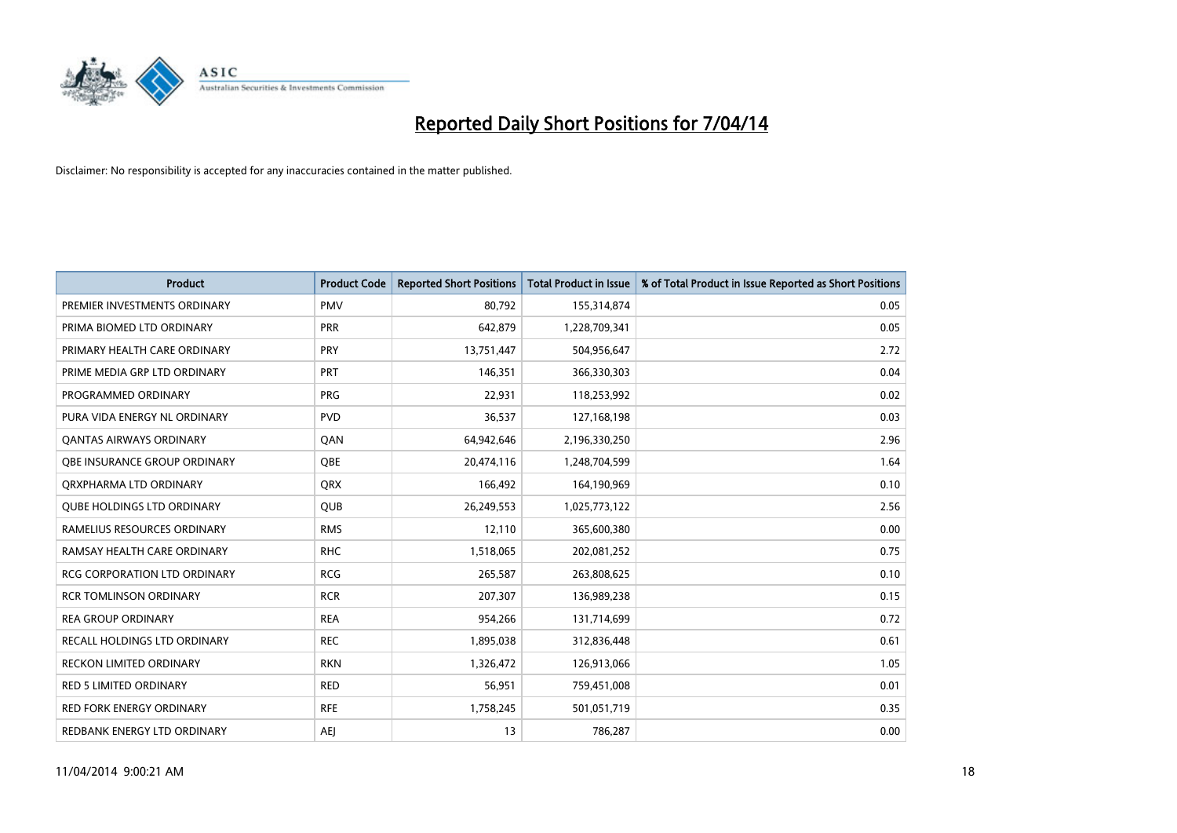# Reported Daily Short Positions for 7/04/14

Disclaimer: No responsibility is accepted for any inaccuracies contained in the matter published.

| Product | Product Code | Reported Short Positions | Total Product in Issue | % of Total Product in Issue Reported as Short Positions |
|---|---|---|---|---|
| PREMIER INVESTMENTS ORDINARY | PMV | 80,792 | 155,314,874 | 0.05 |
| PRIMA BIOMED LTD ORDINARY | PRR | 642,879 | 1,228,709,341 | 0.05 |
| PRIMARY HEALTH CARE ORDINARY | PRY | 13,751,447 | 504,956,647 | 2.72 |
| PRIME MEDIA GRP LTD ORDINARY | PRT | 146,351 | 366,330,303 | 0.04 |
| PROGRAMMED ORDINARY | PRG | 22,931 | 118,253,992 | 0.02 |
| PURA VIDA ENERGY NL ORDINARY | PVD | 36,537 | 127,168,198 | 0.03 |
| QANTAS AIRWAYS ORDINARY | QAN | 64,942,646 | 2,196,330,250 | 2.96 |
| QBE INSURANCE GROUP ORDINARY | QBE | 20,474,116 | 1,248,704,599 | 1.64 |
| QRXPHARMA LTD ORDINARY | QRX | 166,492 | 164,190,969 | 0.10 |
| QUBE HOLDINGS LTD ORDINARY | QUB | 26,249,553 | 1,025,773,122 | 2.56 |
| RAMELIUS RESOURCES ORDINARY | RMS | 12,110 | 365,600,380 | 0.00 |
| RAMSAY HEALTH CARE ORDINARY | RHC | 1,518,065 | 202,081,252 | 0.75 |
| RCG CORPORATION LTD ORDINARY | RCG | 265,587 | 263,808,625 | 0.10 |
| RCR TOMLINSON ORDINARY | RCR | 207,307 | 136,989,238 | 0.15 |
| REA GROUP ORDINARY | REA | 954,266 | 131,714,699 | 0.72 |
| RECALL HOLDINGS LTD ORDINARY | REC | 1,895,038 | 312,836,448 | 0.61 |
| RECKON LIMITED ORDINARY | RKN | 1,326,472 | 126,913,066 | 1.05 |
| RED 5 LIMITED ORDINARY | RED | 56,951 | 759,451,008 | 0.01 |
| RED FORK ENERGY ORDINARY | RFE | 1,758,245 | 501,051,719 | 0.35 |
| REDBANK ENERGY LTD ORDINARY | AEJ | 13 | 786,287 | 0.00 |

11/04/2014 9:00:21 AM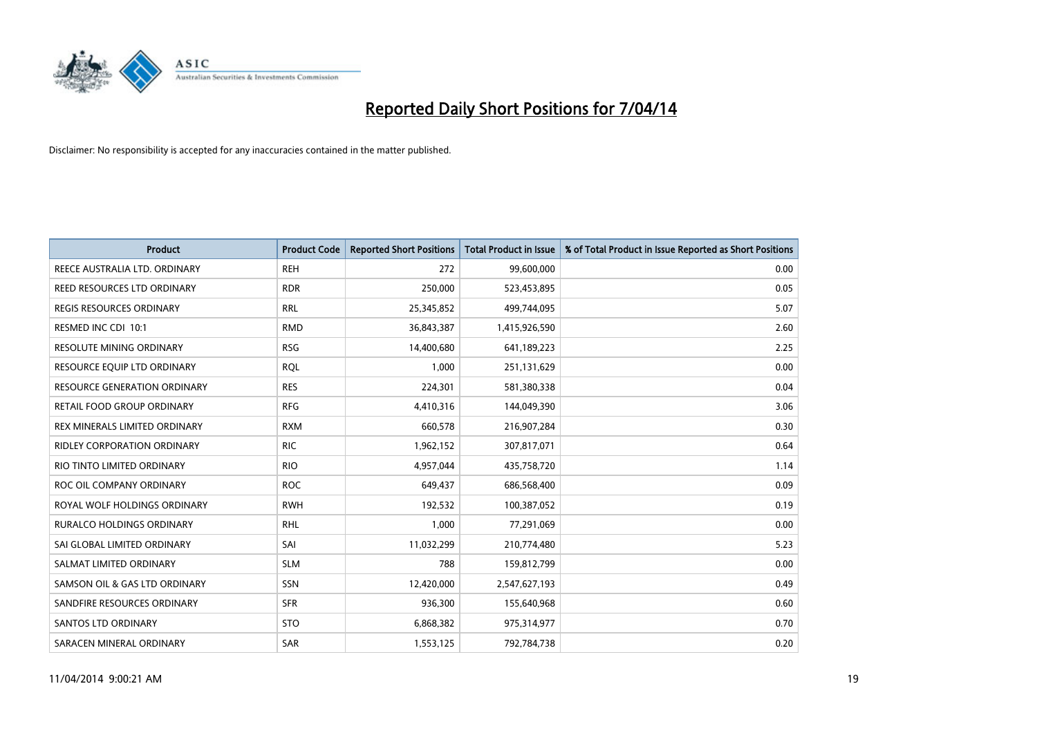# Reported Daily Short Positions for 7/04/14

Disclaimer: No responsibility is accepted for any inaccuracies contained in the matter published.

| Product | Product Code | Reported Short Positions | Total Product in Issue | % of Total Product in Issue Reported as Short Positions |
|---|---|---|---|---|
| REECE AUSTRALIA LTD. ORDINARY | REH | 272 | 99,600,000 | 0.00 |
| REED RESOURCES LTD ORDINARY | RDR | 250,000 | 523,453,895 | 0.05 |
| REGIS RESOURCES ORDINARY | RRL | 25,345,852 | 499,744,095 | 5.07 |
| RESMED INC CDI 10:1 | RMD | 36,843,387 | 1,415,926,590 | 2.60 |
| RESOLUTE MINING ORDINARY | RSG | 14,400,680 | 641,189,223 | 2.25 |
| RESOURCE EQUIP LTD ORDINARY | RQL | 1,000 | 251,131,629 | 0.00 |
| RESOURCE GENERATION ORDINARY | RES | 224,301 | 581,380,338 | 0.04 |
| RETAIL FOOD GROUP ORDINARY | RFG | 4,410,316 | 144,049,390 | 3.06 |
| REX MINERALS LIMITED ORDINARY | RXM | 660,578 | 216,907,284 | 0.30 |
| RIDLEY CORPORATION ORDINARY | RIC | 1,962,152 | 307,817,071 | 0.64 |
| RIO TINTO LIMITED ORDINARY | RIO | 4,957,044 | 435,758,720 | 1.14 |
| ROC OIL COMPANY ORDINARY | ROC | 649,437 | 686,568,400 | 0.09 |
| ROYAL WOLF HOLDINGS ORDINARY | RWH | 192,532 | 100,387,052 | 0.19 |
| RURALCO HOLDINGS ORDINARY | RHL | 1,000 | 77,291,069 | 0.00 |
| SAI GLOBAL LIMITED ORDINARY | SAI | 11,032,299 | 210,774,480 | 5.23 |
| SALMAT LIMITED ORDINARY | SLM | 788 | 159,812,799 | 0.00 |
| SAMSON OIL & GAS LTD ORDINARY | SSN | 12,420,000 | 2,547,627,193 | 0.49 |
| SANDFIRE RESOURCES ORDINARY | SFR | 936,300 | 155,640,968 | 0.60 |
| SANTOS LTD ORDINARY | STO | 6,868,382 | 975,314,977 | 0.70 |
| SARACEN MINERAL ORDINARY | SAR | 1,553,125 | 792,784,738 | 0.20 |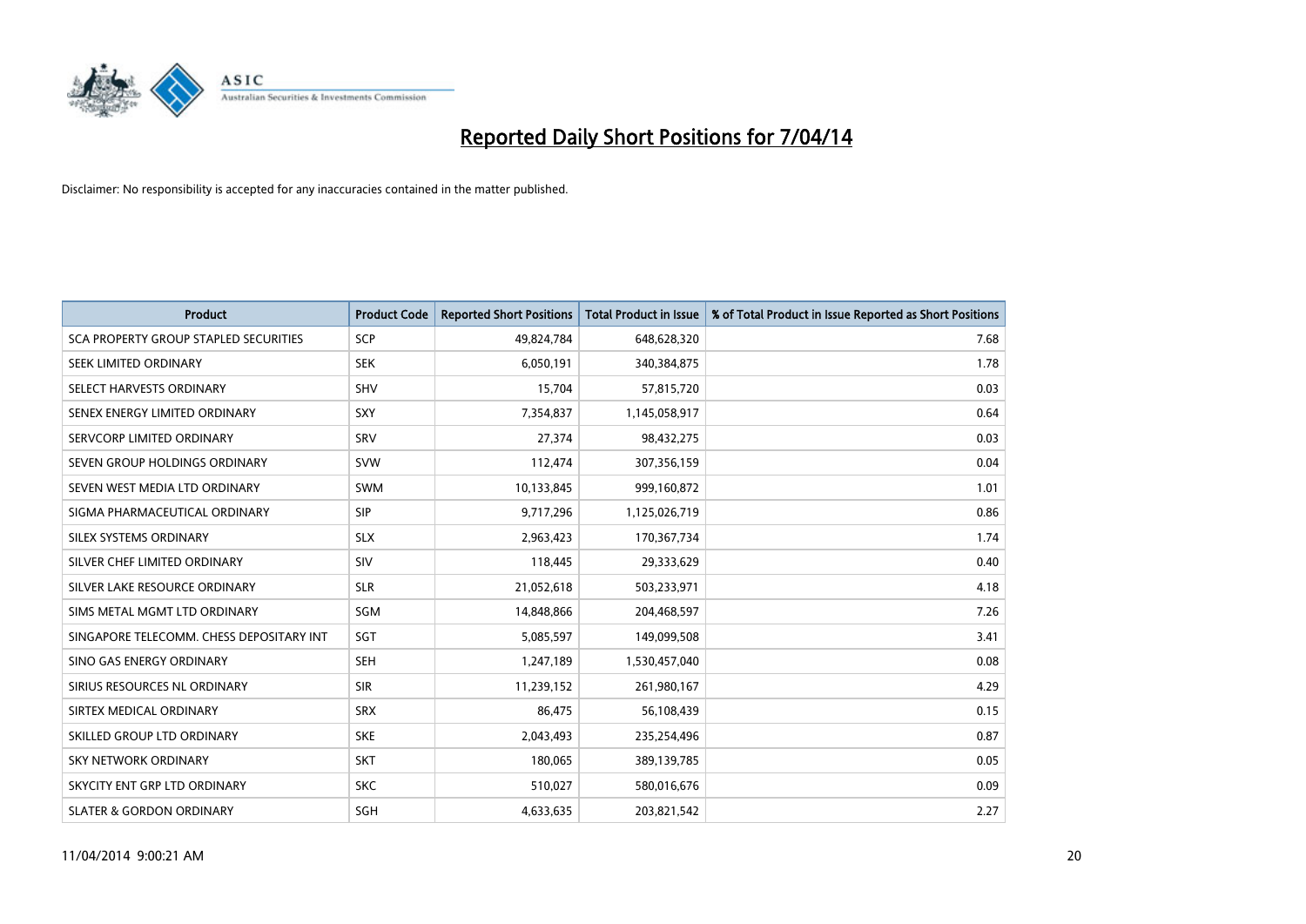# Reported Daily Short Positions for 7/04/14

Disclaimer: No responsibility is accepted for any inaccuracies contained in the matter published.

| Product | Product Code | Reported Short Positions | Total Product in Issue | % of Total Product in Issue Reported as Short Positions |
| --- | --- | --- | --- | --- |
| SCA PROPERTY GROUP STAPLED SECURITIES | SCP | 49,824,784 | 648,628,320 | 7.68 |
| SEEK LIMITED ORDINARY | SEK | 6,050,191 | 340,384,875 | 1.78 |
| SELECT HARVESTS ORDINARY | SHV | 15,704 | 57,815,720 | 0.03 |
| SENEX ENERGY LIMITED ORDINARY | SXY | 7,354,837 | 1,145,058,917 | 0.64 |
| SERVCORP LIMITED ORDINARY | SRV | 27,374 | 98,432,275 | 0.03 |
| SEVEN GROUP HOLDINGS ORDINARY | SVW | 112,474 | 307,356,159 | 0.04 |
| SEVEN WEST MEDIA LTD ORDINARY | SWM | 10,133,845 | 999,160,872 | 1.01 |
| SIGMA PHARMACEUTICAL ORDINARY | SIP | 9,717,296 | 1,125,026,719 | 0.86 |
| SILEX SYSTEMS ORDINARY | SLX | 2,963,423 | 170,367,734 | 1.74 |
| SILVER CHEF LIMITED ORDINARY | SIV | 118,445 | 29,333,629 | 0.40 |
| SILVER LAKE RESOURCE ORDINARY | SLR | 21,052,618 | 503,233,971 | 4.18 |
| SIMS METAL MGMT LTD ORDINARY | SGM | 14,848,866 | 204,468,597 | 7.26 |
| SINGAPORE TELECOMM. CHESS DEPOSITARY INT | SGT | 5,085,597 | 149,099,508 | 3.41 |
| SINO GAS ENERGY ORDINARY | SEH | 1,247,189 | 1,530,457,040 | 0.08 |
| SIRIUS RESOURCES NL ORDINARY | SIR | 11,239,152 | 261,980,167 | 4.29 |
| SIRTEX MEDICAL ORDINARY | SRX | 86,475 | 56,108,439 | 0.15 |
| SKILLED GROUP LTD ORDINARY | SKE | 2,043,493 | 235,254,496 | 0.87 |
| SKY NETWORK ORDINARY | SKT | 180,065 | 389,139,785 | 0.05 |
| SKYCITY ENT GRP LTD ORDINARY | SKC | 510,027 | 580,016,676 | 0.09 |
| SLATER & GORDON ORDINARY | SGH | 4,633,635 | 203,821,542 | 2.27 |

11/04/2014 9:00:21 AM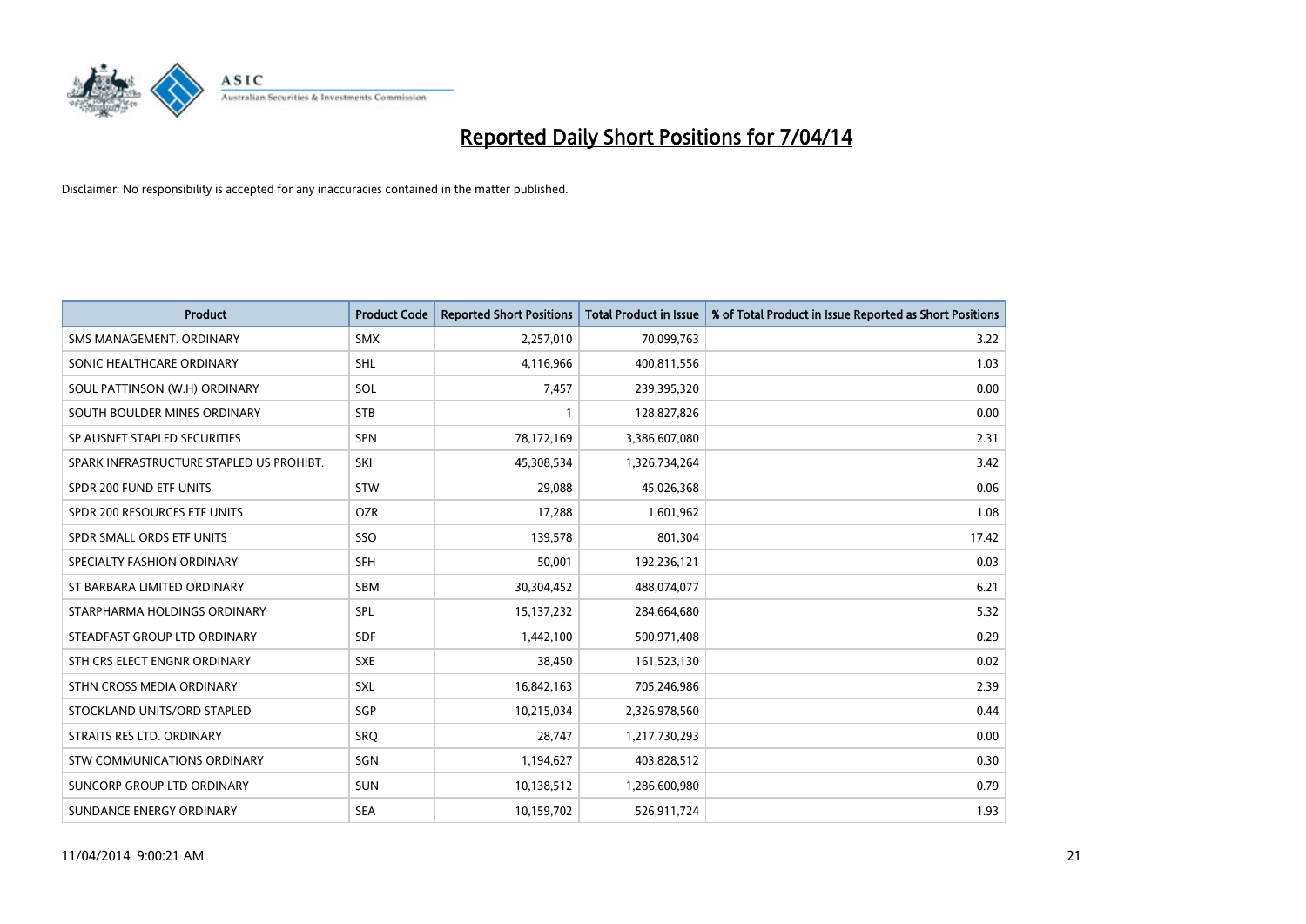# Reported Daily Short Positions for 7/04/14

Disclaimer: No responsibility is accepted for any inaccuracies contained in the matter published.

| Product | Product Code | Reported Short Positions | Total Product in Issue | % of Total Product in Issue Reported as Short Positions |
|---|---|---|---|---|
| SMS MANAGEMENT. ORDINARY | SMX | 2,257,010 | 70,099,763 | 3.22 |
| SONIC HEALTHCARE ORDINARY | SHL | 4,116,966 | 400,811,556 | 1.03 |
| SOUL PATTINSON (W.H) ORDINARY | SOL | 7,457 | 239,395,320 | 0.00 |
| SOUTH BOULDER MINES ORDINARY | STB | 1 | 128,827,826 | 0.00 |
| SP AUSNET STAPLED SECURITIES | SPN | 78,172,169 | 3,386,607,080 | 2.31 |
| SPARK INFRASTRUCTURE STAPLED US PROHIBT. | SKI | 45,308,534 | 1,326,734,264 | 3.42 |
| SPDR 200 FUND ETF UNITS | STW | 29,088 | 45,026,368 | 0.06 |
| SPDR 200 RESOURCES ETF UNITS | OZR | 17,288 | 1,601,962 | 1.08 |
| SPDR SMALL ORDS ETF UNITS | SSO | 139,578 | 801,304 | 17.42 |
| SPECIALTY FASHION ORDINARY | SFH | 50,001 | 192,236,121 | 0.03 |
| ST BARBARA LIMITED ORDINARY | SBM | 30,304,452 | 488,074,077 | 6.21 |
| STARPHARMA HOLDINGS ORDINARY | SPL | 15,137,232 | 284,664,680 | 5.32 |
| STEADFAST GROUP LTD ORDINARY | SDF | 1,442,100 | 500,971,408 | 0.29 |
| STH CRS ELECT ENGNR ORDINARY | SXE | 38,450 | 161,523,130 | 0.02 |
| STHN CROSS MEDIA ORDINARY | SXL | 16,842,163 | 705,246,986 | 2.39 |
| STOCKLAND UNITS/ORD STAPLED | SGP | 10,215,034 | 2,326,978,560 | 0.44 |
| STRAITS RES LTD. ORDINARY | SRQ | 28,747 | 1,217,730,293 | 0.00 |
| STW COMMUNICATIONS ORDINARY | SGN | 1,194,627 | 403,828,512 | 0.30 |
| SUNCORP GROUP LTD ORDINARY | SUN | 10,138,512 | 1,286,600,980 | 0.79 |
| SUNDANCE ENERGY ORDINARY | SEA | 10,159,702 | 526,911,724 | 1.93 |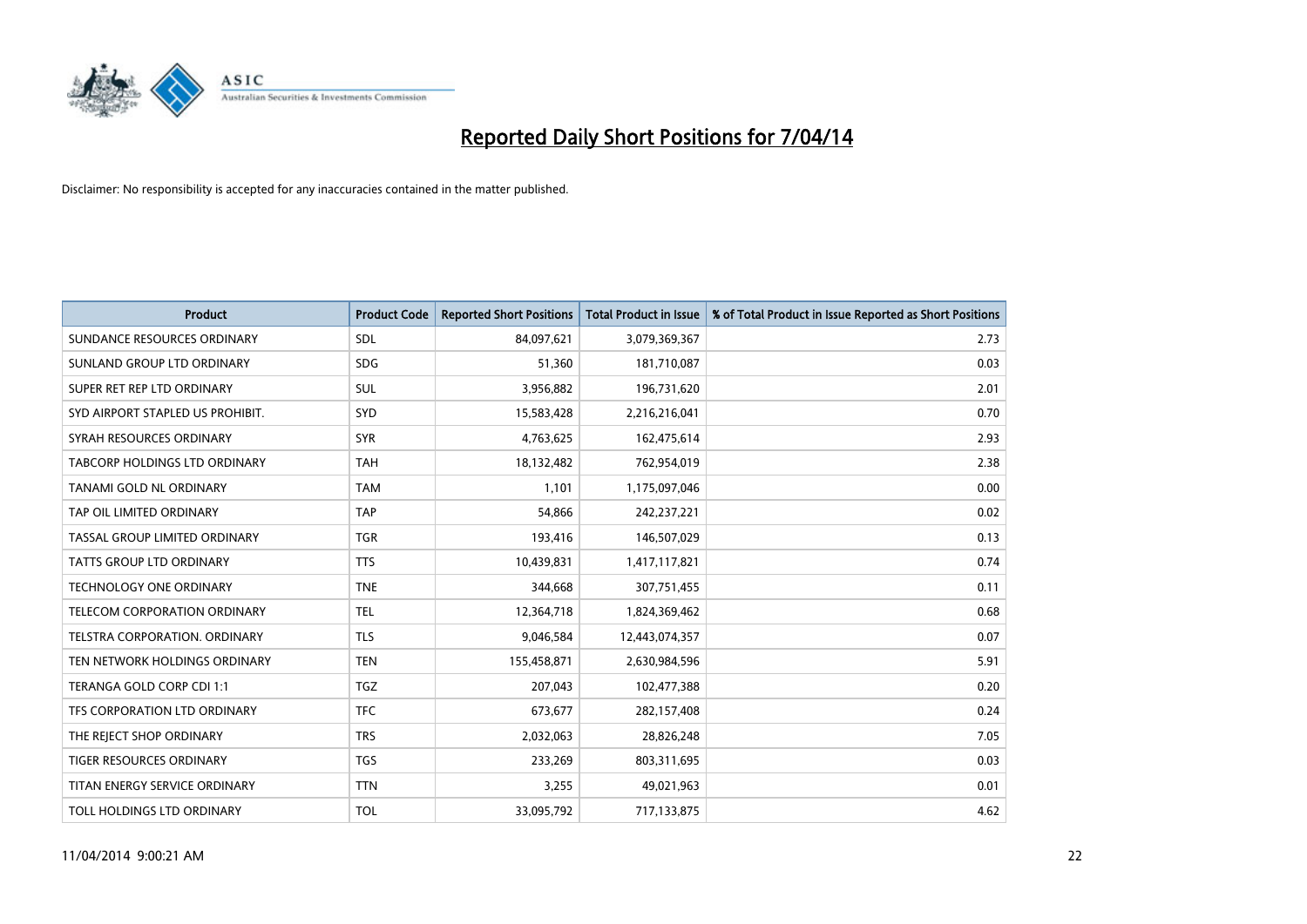# Reported Daily Short Positions for 7/04/14

Disclaimer: No responsibility is accepted for any inaccuracies contained in the matter published.

| Product | Product Code | Reported Short Positions | Total Product in Issue | % of Total Product in Issue Reported as Short Positions |
|---|---|---|---|---|
| SUNDANCE RESOURCES ORDINARY | SDL | 84,097,621 | 3,079,369,367 | 2.73 |
| SUNLAND GROUP LTD ORDINARY | SDG | 51,360 | 181,710,087 | 0.03 |
| SUPER RET REP LTD ORDINARY | SUL | 3,956,882 | 196,731,620 | 2.01 |
| SYD AIRPORT STAPLED US PROHIBIT. | SYD | 15,583,428 | 2,216,216,041 | 0.70 |
| SYRAH RESOURCES ORDINARY | SYR | 4,763,625 | 162,475,614 | 2.93 |
| TABCORP HOLDINGS LTD ORDINARY | TAH | 18,132,482 | 762,954,019 | 2.38 |
| TANAMI GOLD NL ORDINARY | TAM | 1,101 | 1,175,097,046 | 0.00 |
| TAP OIL LIMITED ORDINARY | TAP | 54,866 | 242,237,221 | 0.02 |
| TASSAL GROUP LIMITED ORDINARY | TGR | 193,416 | 146,507,029 | 0.13 |
| TATTS GROUP LTD ORDINARY | TTS | 10,439,831 | 1,417,117,821 | 0.74 |
| TECHNOLOGY ONE ORDINARY | TNE | 344,668 | 307,751,455 | 0.11 |
| TELECOM CORPORATION ORDINARY | TEL | 12,364,718 | 1,824,369,462 | 0.68 |
| TELSTRA CORPORATION. ORDINARY | TLS | 9,046,584 | 12,443,074,357 | 0.07 |
| TEN NETWORK HOLDINGS ORDINARY | TEN | 155,458,871 | 2,630,984,596 | 5.91 |
| TERANGA GOLD CORP CDI 1:1 | TGZ | 207,043 | 102,477,388 | 0.20 |
| TFS CORPORATION LTD ORDINARY | TFC | 673,677 | 282,157,408 | 0.24 |
| THE REJECT SHOP ORDINARY | TRS | 2,032,063 | 28,826,248 | 7.05 |
| TIGER RESOURCES ORDINARY | TGS | 233,269 | 803,311,695 | 0.03 |
| TITAN ENERGY SERVICE ORDINARY | TTN | 3,255 | 49,021,963 | 0.01 |
| TOLL HOLDINGS LTD ORDINARY | TOL | 33,095,792 | 717,133,875 | 4.62 |

11/04/2014 9:00:21 AM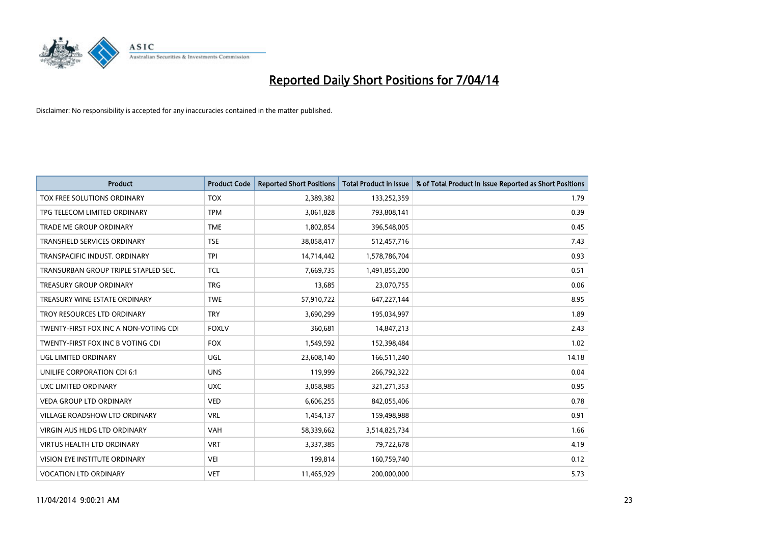# Reported Daily Short Positions for 7/04/14

Disclaimer: No responsibility is accepted for any inaccuracies contained in the matter published.

| Product | Product Code | Reported Short Positions | Total Product in Issue | % of Total Product in Issue Reported as Short Positions |
|---|---|---|---|---|
| TOX FREE SOLUTIONS ORDINARY | TOX | 2,389,382 | 133,252,359 | 1.79 |
| TPG TELECOM LIMITED ORDINARY | TPM | 3,061,828 | 793,808,141 | 0.39 |
| TRADE ME GROUP ORDINARY | TME | 1,802,854 | 396,548,005 | 0.45 |
| TRANSFIELD SERVICES ORDINARY | TSE | 38,058,417 | 512,457,716 | 7.43 |
| TRANSPACIFIC INDUST. ORDINARY | TPI | 14,714,442 | 1,578,786,704 | 0.93 |
| TRANSURBAN GROUP TRIPLE STAPLED SEC. | TCL | 7,669,735 | 1,491,855,200 | 0.51 |
| TREASURY GROUP ORDINARY | TRG | 13,685 | 23,070,755 | 0.06 |
| TREASURY WINE ESTATE ORDINARY | TWE | 57,910,722 | 647,227,144 | 8.95 |
| TROY RESOURCES LTD ORDINARY | TRY | 3,690,299 | 195,034,997 | 1.89 |
| TWENTY-FIRST FOX INC A NON-VOTING CDI | FOXLV | 360,681 | 14,847,213 | 2.43 |
| TWENTY-FIRST FOX INC B VOTING CDI | FOX | 1,549,592 | 152,398,484 | 1.02 |
| UGL LIMITED ORDINARY | UGL | 23,608,140 | 166,511,240 | 14.18 |
| UNILIFE CORPORATION CDI 6:1 | UNS | 119,999 | 266,792,322 | 0.04 |
| UXC LIMITED ORDINARY | UXC | 3,058,985 | 321,271,353 | 0.95 |
| VEDA GROUP LTD ORDINARY | VED | 6,606,255 | 842,055,406 | 0.78 |
| VILLAGE ROADSHOW LTD ORDINARY | VRL | 1,454,137 | 159,498,988 | 0.91 |
| VIRGIN AUS HLDG LTD ORDINARY | VAH | 58,339,662 | 3,514,825,734 | 1.66 |
| VIRTUS HEALTH LTD ORDINARY | VRT | 3,337,385 | 79,722,678 | 4.19 |
| VISION EYE INSTITUTE ORDINARY | VEI | 199,814 | 160,759,740 | 0.12 |
| VOCATION LTD ORDINARY | VET | 11,465,929 | 200,000,000 | 5.73 |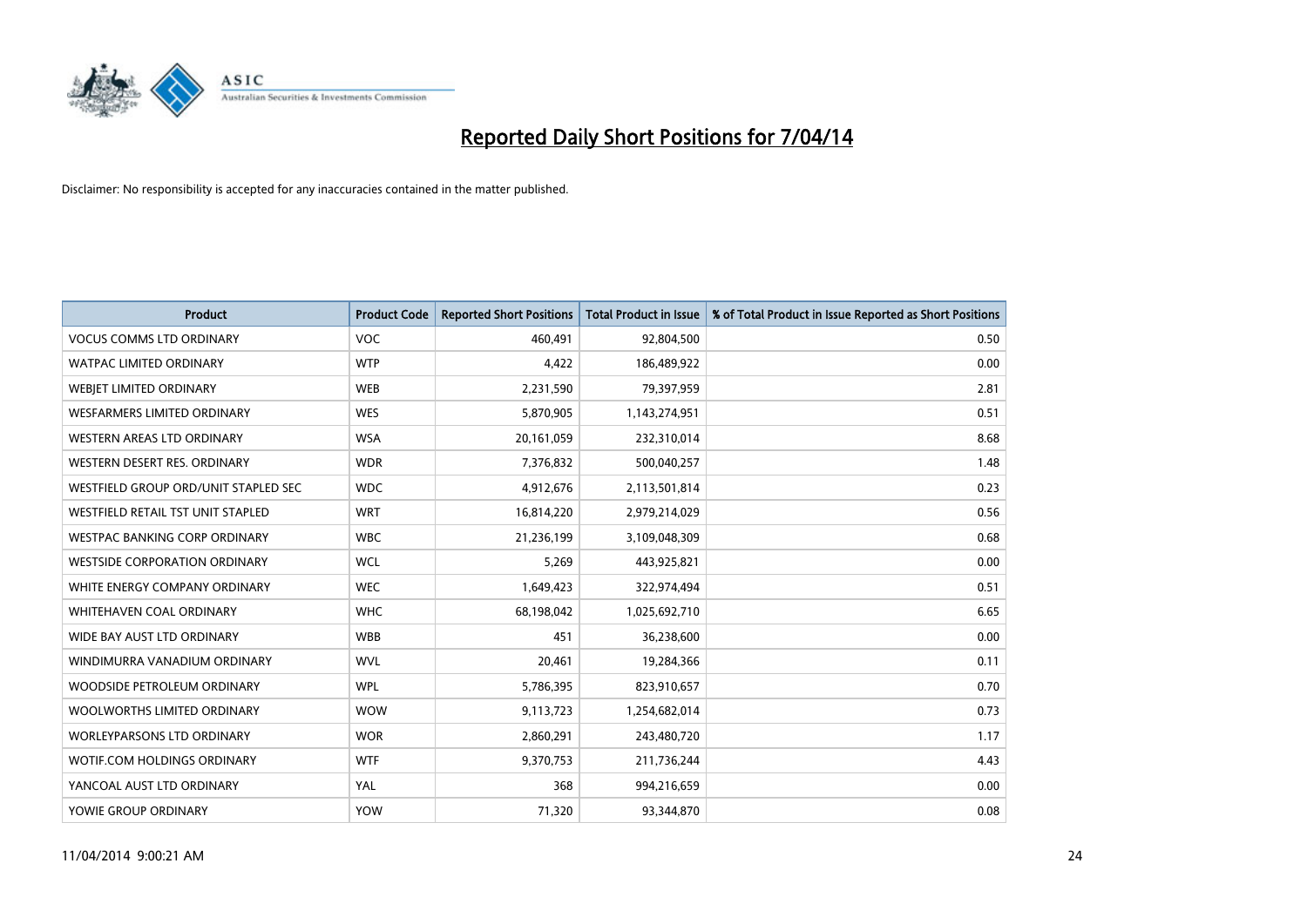# Reported Daily Short Positions for 7/04/14

Disclaimer: No responsibility is accepted for any inaccuracies contained in the matter published.

| Product | Product Code | Reported Short Positions | Total Product in Issue | % of Total Product in Issue Reported as Short Positions |
|---|---|---|---|---|
| VOCUS COMMS LTD ORDINARY | VOC | 460,491 | 92,804,500 | 0.50 |
| WATPAC LIMITED ORDINARY | WTP | 4,422 | 186,489,922 | 0.00 |
| WEBJET LIMITED ORDINARY | WEB | 2,231,590 | 79,397,959 | 2.81 |
| WESFARMERS LIMITED ORDINARY | WES | 5,870,905 | 1,143,274,951 | 0.51 |
| WESTERN AREAS LTD ORDINARY | WSA | 20,161,059 | 232,310,014 | 8.68 |
| WESTERN DESERT RES. ORDINARY | WDR | 7,376,832 | 500,040,257 | 1.48 |
| WESTFIELD GROUP ORD/UNIT STAPLED SEC | WDC | 4,912,676 | 2,113,501,814 | 0.23 |
| WESTFIELD RETAIL TST UNIT STAPLED | WRT | 16,814,220 | 2,979,214,029 | 0.56 |
| WESTPAC BANKING CORP ORDINARY | WBC | 21,236,199 | 3,109,048,309 | 0.68 |
| WESTSIDE CORPORATION ORDINARY | WCL | 5,269 | 443,925,821 | 0.00 |
| WHITE ENERGY COMPANY ORDINARY | WEC | 1,649,423 | 322,974,494 | 0.51 |
| WHITEHAVEN COAL ORDINARY | WHC | 68,198,042 | 1,025,692,710 | 6.65 |
| WIDE BAY AUST LTD ORDINARY | WBB | 451 | 36,238,600 | 0.00 |
| WINDIMURRA VANADIUM ORDINARY | WVL | 20,461 | 19,284,366 | 0.11 |
| WOODSIDE PETROLEUM ORDINARY | WPL | 5,786,395 | 823,910,657 | 0.70 |
| WOOLWORTHS LIMITED ORDINARY | WOW | 9,113,723 | 1,254,682,014 | 0.73 |
| WORLEYPARSONS LTD ORDINARY | WOR | 2,860,291 | 243,480,720 | 1.17 |
| WOTIF.COM HOLDINGS ORDINARY | WTF | 9,370,753 | 211,736,244 | 4.43 |
| YANCOAL AUST LTD ORDINARY | YAL | 368 | 994,216,659 | 0.00 |
| YOWIE GROUP ORDINARY | YOW | 71,320 | 93,344,870 | 0.08 |

11/04/2014 9:00:21 AM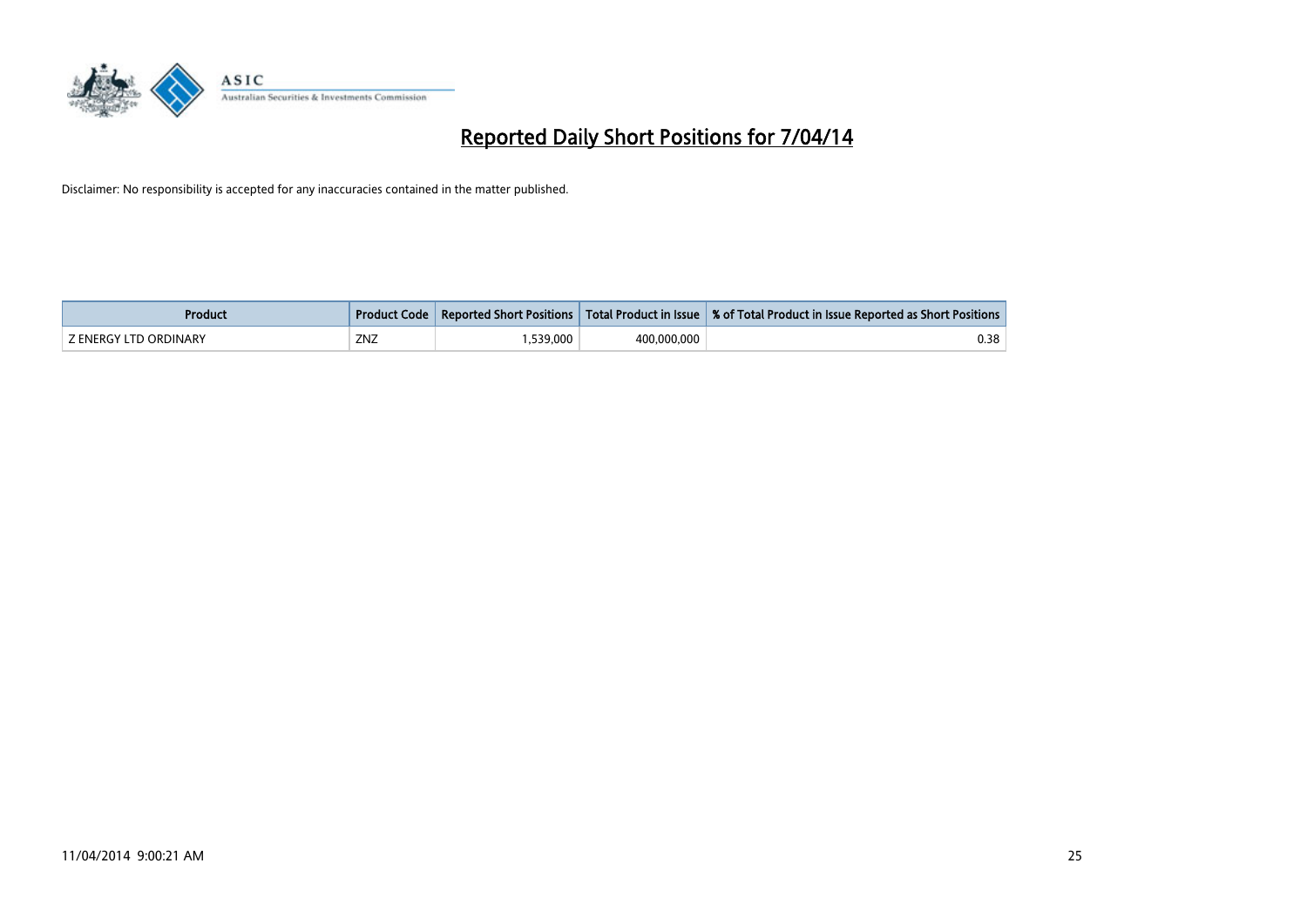# Reported Daily Short Positions for 7/04/14

Disclaimer: No responsibility is accepted for any inaccuracies contained in the matter published.

| Product | Product Code | Reported Short Positions | Total Product in Issue | % of Total Product in Issue Reported as Short Positions |
|---|---|---|---|---|
| Z ENERGY LTD ORDINARY | ZNZ | 1,539,000 | 400,000,000 | 0.38 |